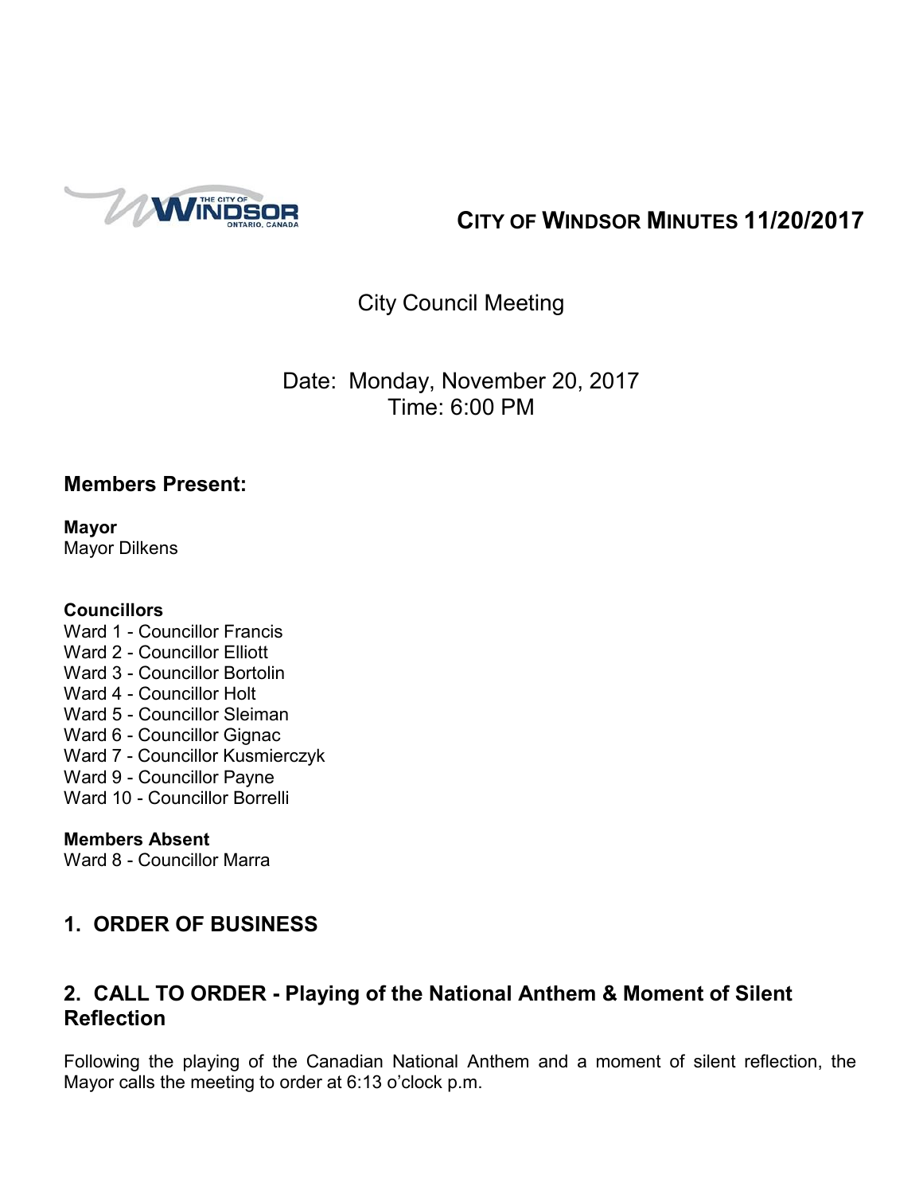# CITY OF WINDSOR MINUTES 11/20/2017

City Council Meeting

Date: Monday, November 20, 2017
Time: 6:00 PM

## Members Present:

**Mayor**
Mayor Dilkens

**Councillors**
Ward 1 - Councillor Francis
Ward 2 - Councillor Elliott
Ward 3 - Councillor Bortolin
Ward 4 - Councillor Holt
Ward 5 - Councillor Sleiman
Ward 6 - Councillor Gignac
Ward 7 - Councillor Kusmierczyk
Ward 9 - Councillor Payne
Ward 10 - Councillor Borrelli

**Members Absent**
Ward 8 - Councillor Marra

## 1. ORDER OF BUSINESS

## 2. CALL TO ORDER - Playing of the National Anthem & Moment of Silent Reflection

Following the playing of the Canadian National Anthem and a moment of silent reflection, the Mayor calls the meeting to order at 6:13 o'clock p.m.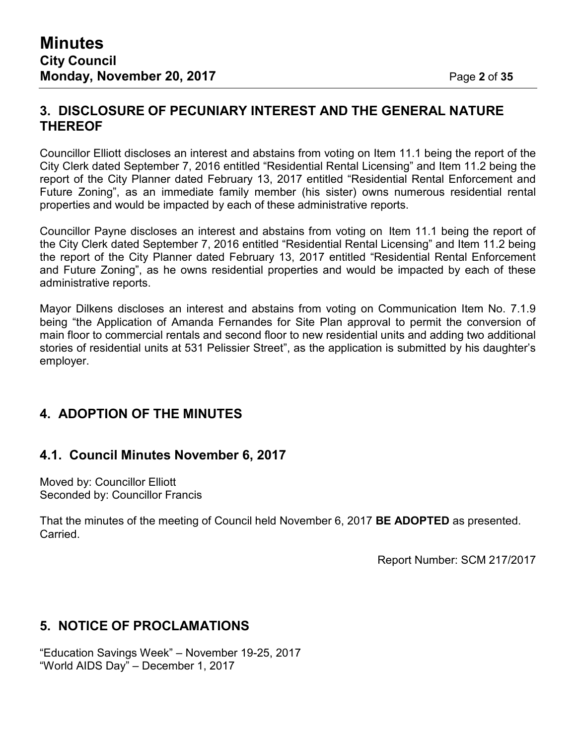## 3. DISCLOSURE OF PECUNIARY INTEREST AND THE GENERAL NATURE THEREOF

Councillor Elliott discloses an interest and abstains from voting on Item 11.1 being the report of the City Clerk dated September 7, 2016 entitled "Residential Rental Licensing" and Item 11.2 being the report of the City Planner dated February 13, 2017 entitled "Residential Rental Enforcement and Future Zoning", as an immediate family member (his sister) owns numerous residential rental properties and would be impacted by each of these administrative reports.

Councillor Payne discloses an interest and abstains from voting on Item 11.1 being the report of the City Clerk dated September 7, 2016 entitled "Residential Rental Licensing" and Item 11.2 being the report of the City Planner dated February 13, 2017 entitled "Residential Rental Enforcement and Future Zoning", as he owns residential properties and would be impacted by each of these administrative reports.

Mayor Dilkens discloses an interest and abstains from voting on Communication Item No. 7.1.9 being "the Application of Amanda Fernandes for Site Plan approval to permit the conversion of main floor to commercial rentals and second floor to new residential units and adding two additional stories of residential units at 531 Pelissier Street", as the application is submitted by his daughter's employer.

## 4. ADOPTION OF THE MINUTES

### 4.1. Council Minutes November 6, 2017

Moved by: Councillor Elliott
Seconded by: Councillor Francis

That the minutes of the meeting of Council held November 6, 2017 **BE ADOPTED** as presented.
Carried.

Report Number: SCM 217/2017

## 5. NOTICE OF PROCLAMATIONS

"Education Savings Week" – November 19-25, 2017
"World AIDS Day" – December 1, 2017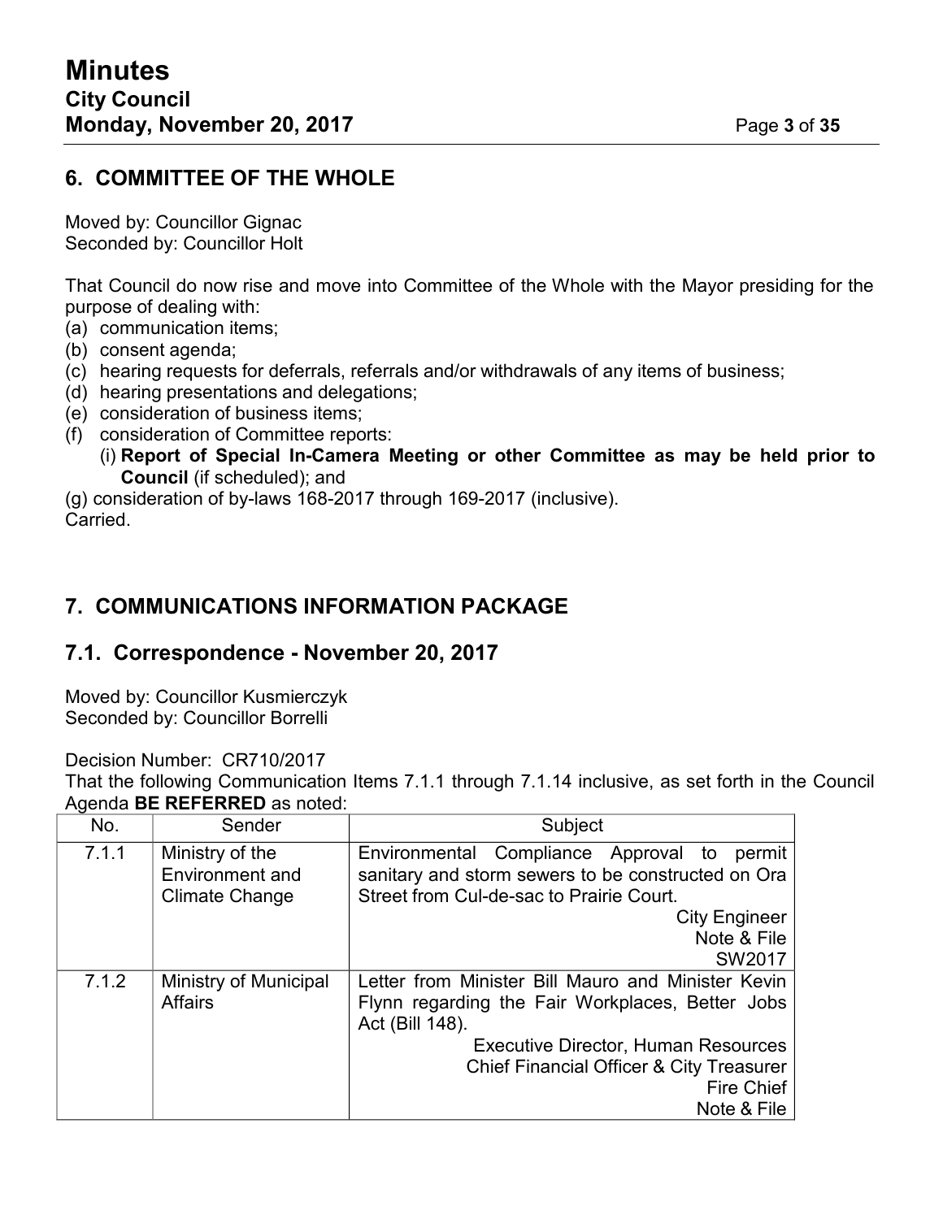## 6. COMMITTEE OF THE WHOLE

Moved by: Councillor Gignac
Seconded by: Councillor Holt

That Council do now rise and move into Committee of the Whole with the Mayor presiding for the purpose of dealing with:

(a) communication items;
(b) consent agenda;
(c) hearing requests for deferrals, referrals and/or withdrawals of any items of business;
(d) hearing presentations and delegations;
(e) consideration of business items;
(f) consideration of Committee reports:
  (i) **Report of Special In-Camera Meeting or other Committee as may be held prior to Council** (if scheduled); and
(g) consideration of by-laws 168-2017 through 169-2017 (inclusive).

Carried.

## 7. COMMUNICATIONS INFORMATION PACKAGE

### 7.1. Correspondence - November 20, 2017

Moved by: Councillor Kusmierczyk
Seconded by: Councillor Borrelli

Decision Number: CR710/2017
That the following Communication Items 7.1.1 through 7.1.14 inclusive, as set forth in the Council Agenda **BE REFERRED** as noted:

| No. | Sender | Subject |
|---|---|---|
| 7.1.1 | Ministry of the Environment and Climate Change | Environmental Compliance Approval to permit sanitary and storm sewers to be constructed on Ora Street from Cul-de-sac to Prairie Court.<br>City Engineer<br>Note & File<br>SW2017 |
| 7.1.2 | Ministry of Municipal Affairs | Letter from Minister Bill Mauro and Minister Kevin Flynn regarding the Fair Workplaces, Better Jobs Act (Bill 148).<br>Executive Director, Human Resources<br>Chief Financial Officer & City Treasurer<br>Fire Chief<br>Note & File |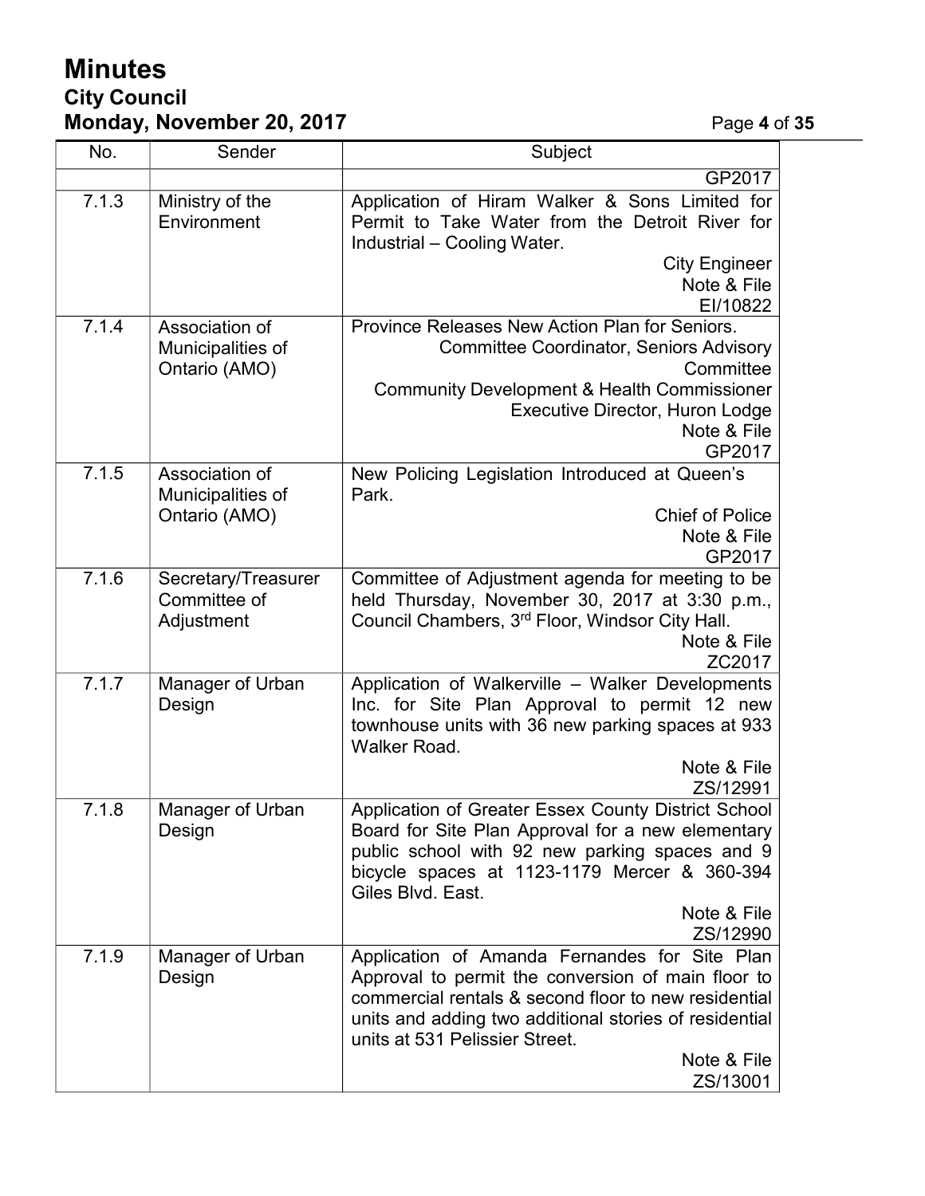| No. | Sender | Subject |
|---|---|---|
| | | GP2017 |
| 7.1.3 | Ministry of the Environment | Application of Hiram Walker & Sons Limited for Permit to Take Water from the Detroit River for Industrial – Cooling Water.<br>City Engineer<br>Note & File<br>EI/10822 |
| 7.1.4 | Association of Municipalities of Ontario (AMO) | Province Releases New Action Plan for Seniors.<br>Committee Coordinator, Seniors Advisory Committee<br>Community Development & Health Commissioner<br>Executive Director, Huron Lodge<br>Note & File<br>GP2017 |
| 7.1.5 | Association of Municipalities of Ontario (AMO) | New Policing Legislation Introduced at Queen's Park.<br>Chief of Police<br>Note & File<br>GP2017 |
| 7.1.6 | Secretary/Treasurer Committee of Adjustment | Committee of Adjustment agenda for meeting to be held Thursday, November 30, 2017 at 3:30 p.m., Council Chambers, 3rd Floor, Windsor City Hall.<br>Note & File<br>ZC2017 |
| 7.1.7 | Manager of Urban Design | Application of Walkerville – Walker Developments Inc. for Site Plan Approval to permit 12 new townhouse units with 36 new parking spaces at 933 Walker Road.<br>Note & File<br>ZS/12991 |
| 7.1.8 | Manager of Urban Design | Application of Greater Essex County District School Board for Site Plan Approval for a new elementary public school with 92 new parking spaces and 9 bicycle spaces at 1123-1179 Mercer & 360-394 Giles Blvd. East.<br>Note & File<br>ZS/12990 |
| 7.1.9 | Manager of Urban Design | Application of Amanda Fernandes for Site Plan Approval to permit the conversion of main floor to commercial rentals & second floor to new residential units and adding two additional stories of residential units at 531 Pelissier Street.<br>Note & File<br>ZS/13001 |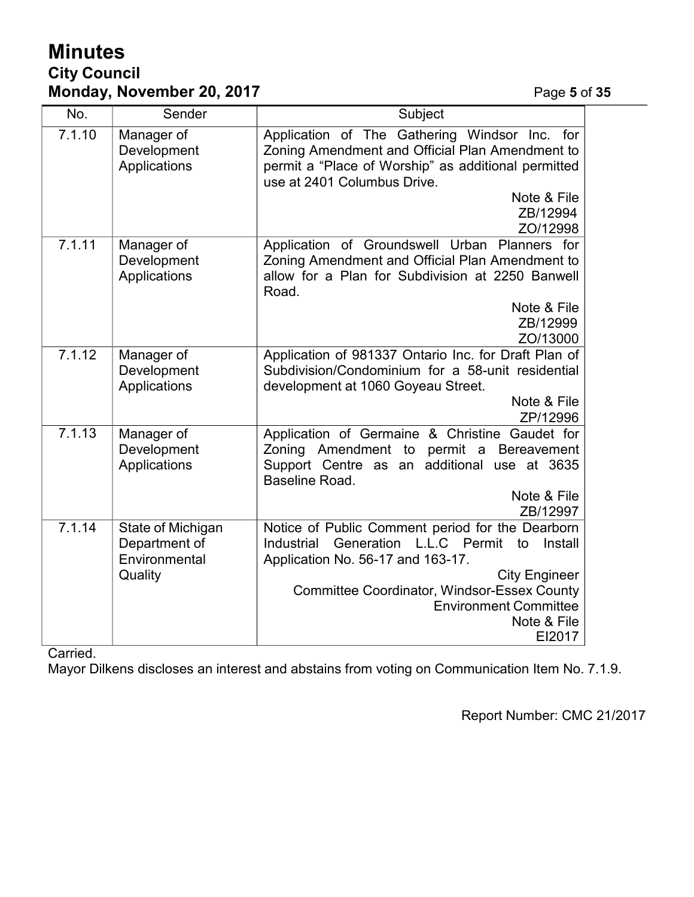| No. | Sender | Subject |
|---|---|---|
| 7.1.10 | Manager of Development Applications | Application of The Gathering Windsor Inc. for Zoning Amendment and Official Plan Amendment to permit a "Place of Worship" as additional permitted use at 2401 Columbus Drive.<br>Note & File<br>ZB/12994<br>ZO/12998 |
| 7.1.11 | Manager of Development Applications | Application of Groundswell Urban Planners for Zoning Amendment and Official Plan Amendment to allow for a Plan for Subdivision at 2250 Banwell Road.<br>Note & File<br>ZB/12999<br>ZO/13000 |
| 7.1.12 | Manager of Development Applications | Application of 981337 Ontario Inc. for Draft Plan of Subdivision/Condominium for a 58-unit residential development at 1060 Goyeau Street.<br>Note & File<br>ZP/12996 |
| 7.1.13 | Manager of Development Applications | Application of Germaine & Christine Gaudet for Zoning Amendment to permit a Bereavement Support Centre as an additional use at 3635 Baseline Road.<br>Note & File<br>ZB/12997 |
| 7.1.14 | State of Michigan Department of Environmental Quality | Notice of Public Comment period for the Dearborn Industrial Generation L.L.C Permit to Install Application No. 56-17 and 163-17.<br>City Engineer<br>Committee Coordinator, Windsor-Essex County Environment Committee<br>Note & File<br>EI2017 |

Carried.

Mayor Dilkens discloses an interest and abstains from voting on Communication Item No. 7.1.9.

Report Number: CMC 21/2017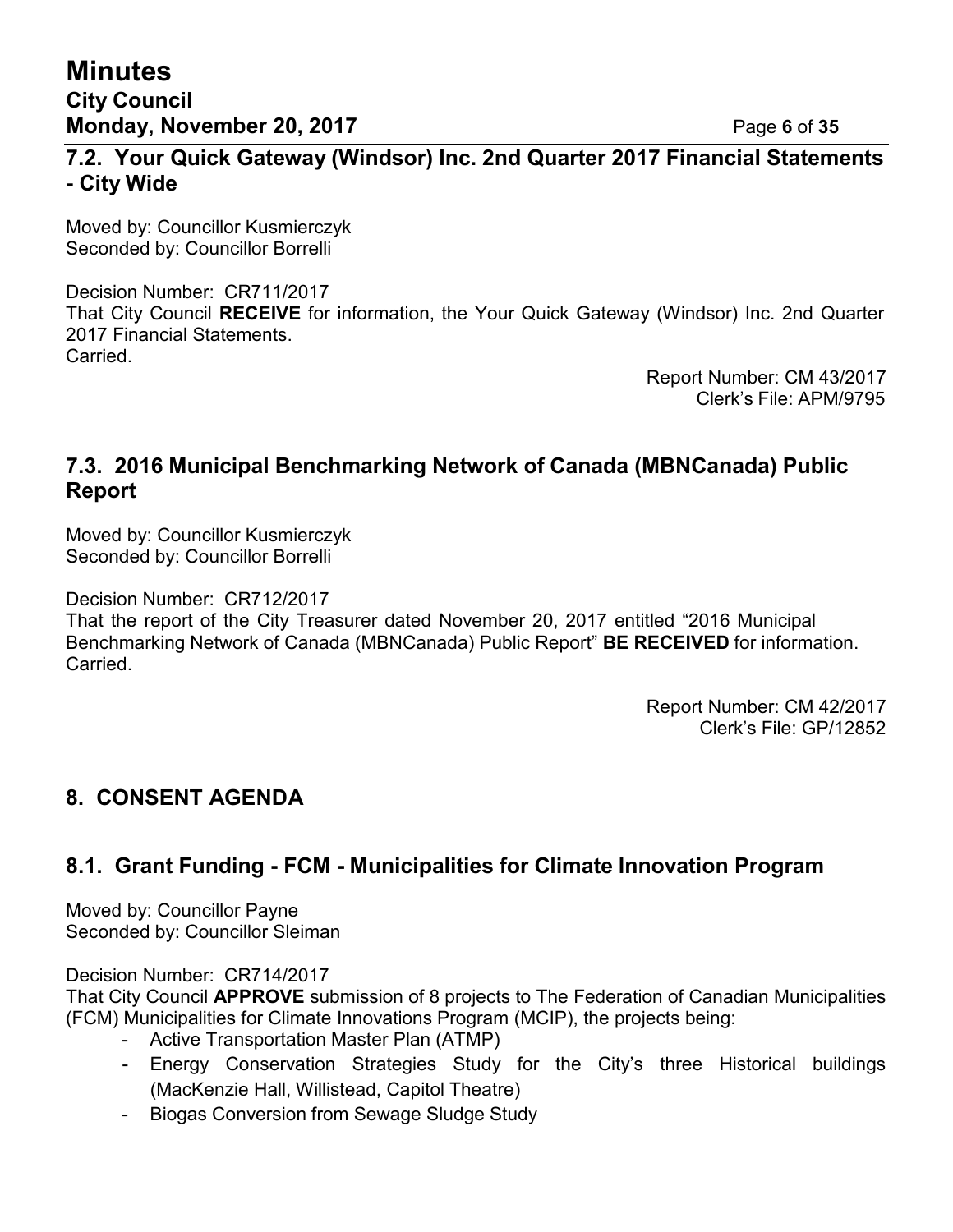## 7.2. Your Quick Gateway (Windsor) Inc. 2nd Quarter 2017 Financial Statements - City Wide

Moved by: Councillor Kusmierczyk
Seconded by: Councillor Borrelli

Decision Number: CR711/2017
That City Council **RECEIVE** for information, the Your Quick Gateway (Windsor) Inc. 2nd Quarter 2017 Financial Statements.
Carried.

Report Number: CM 43/2017
Clerk's File: APM/9795

## 7.3. 2016 Municipal Benchmarking Network of Canada (MBNCanada) Public Report

Moved by: Councillor Kusmierczyk
Seconded by: Councillor Borrelli

Decision Number: CR712/2017
That the report of the City Treasurer dated November 20, 2017 entitled "2016 Municipal Benchmarking Network of Canada (MBNCanada) Public Report" **BE RECEIVED** for information.
Carried.

Report Number: CM 42/2017
Clerk's File: GP/12852

# 8. CONSENT AGENDA

## 8.1. Grant Funding - FCM - Municipalities for Climate Innovation Program

Moved by: Councillor Payne
Seconded by: Councillor Sleiman

Decision Number: CR714/2017
That City Council **APPROVE** submission of 8 projects to The Federation of Canadian Municipalities (FCM) Municipalities for Climate Innovations Program (MCIP), the projects being:

- Active Transportation Master Plan (ATMP)
- Energy Conservation Strategies Study for the City's three Historical buildings (MacKenzie Hall, Willistead, Capitol Theatre)
- Biogas Conversion from Sewage Sludge Study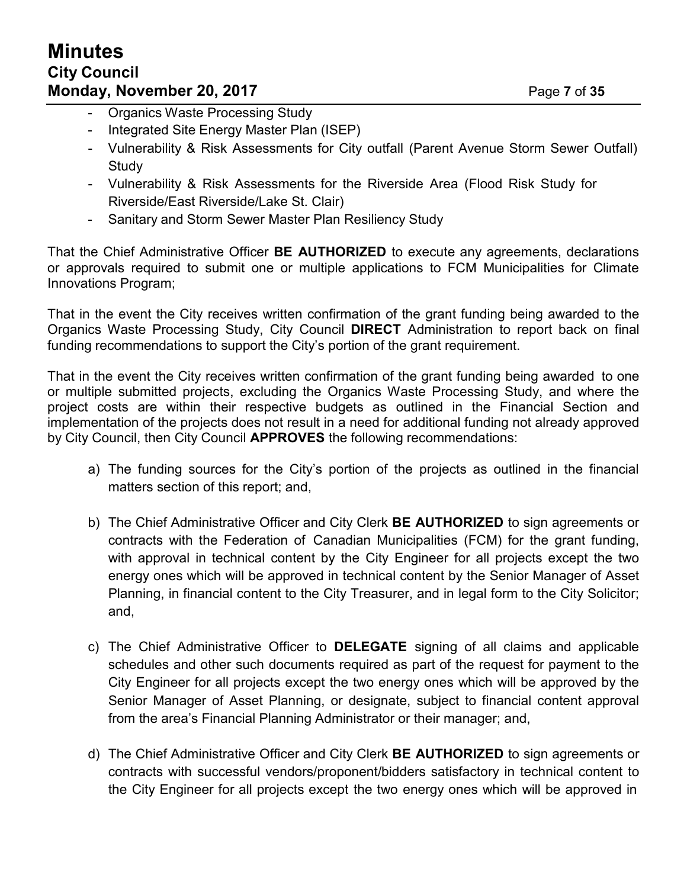- Organics Waste Processing Study
- Integrated Site Energy Master Plan (ISEP)
- Vulnerability & Risk Assessments for City outfall (Parent Avenue Storm Sewer Outfall) Study
- Vulnerability & Risk Assessments for the Riverside Area (Flood Risk Study for Riverside/East Riverside/Lake St. Clair)
- Sanitary and Storm Sewer Master Plan Resiliency Study

That the Chief Administrative Officer **BE AUTHORIZED** to execute any agreements, declarations or approvals required to submit one or multiple applications to FCM Municipalities for Climate Innovations Program;

That in the event the City receives written confirmation of the grant funding being awarded to the Organics Waste Processing Study, City Council **DIRECT** Administration to report back on final funding recommendations to support the City's portion of the grant requirement.

That in the event the City receives written confirmation of the grant funding being awarded to one or multiple submitted projects, excluding the Organics Waste Processing Study, and where the project costs are within their respective budgets as outlined in the Financial Section and implementation of the projects does not result in a need for additional funding not already approved by City Council, then City Council **APPROVES** the following recommendations:

a) The funding sources for the City's portion of the projects as outlined in the financial matters section of this report; and,

b) The Chief Administrative Officer and City Clerk **BE AUTHORIZED** to sign agreements or contracts with the Federation of Canadian Municipalities (FCM) for the grant funding, with approval in technical content by the City Engineer for all projects except the two energy ones which will be approved in technical content by the Senior Manager of Asset Planning, in financial content to the City Treasurer, and in legal form to the City Solicitor; and,

c) The Chief Administrative Officer to **DELEGATE** signing of all claims and applicable schedules and other such documents required as part of the request for payment to the City Engineer for all projects except the two energy ones which will be approved by the Senior Manager of Asset Planning, or designate, subject to financial content approval from the area's Financial Planning Administrator or their manager; and,

d) The Chief Administrative Officer and City Clerk **BE AUTHORIZED** to sign agreements or contracts with successful vendors/proponent/bidders satisfactory in technical content to the City Engineer for all projects except the two energy ones which will be approved in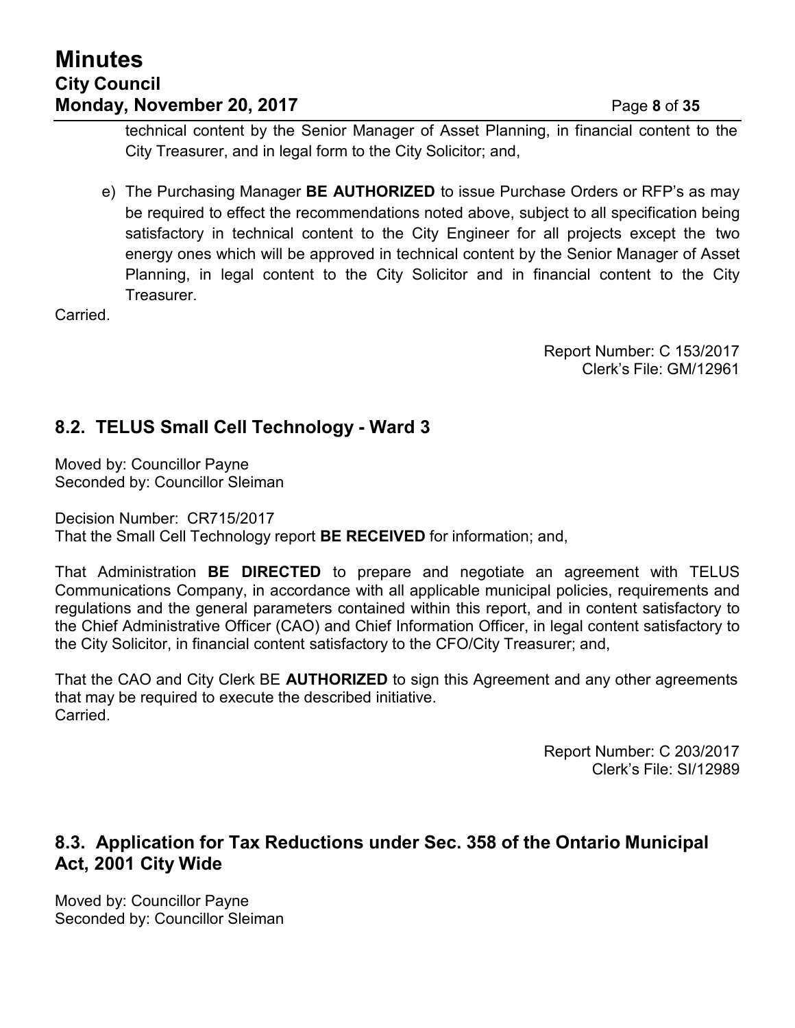technical content by the Senior Manager of Asset Planning, in financial content to the City Treasurer, and in legal form to the City Solicitor; and,

e) The Purchasing Manager **BE AUTHORIZED** to issue Purchase Orders or RFP's as may be required to effect the recommendations noted above, subject to all specification being satisfactory in technical content to the City Engineer for all projects except the two energy ones which will be approved in technical content by the Senior Manager of Asset Planning, in legal content to the City Solicitor and in financial content to the City Treasurer.

Carried.

Report Number: C 153/2017
Clerk's File: GM/12961

## 8.2. TELUS Small Cell Technology - Ward 3

Moved by: Councillor Payne
Seconded by: Councillor Sleiman

Decision Number: CR715/2017
That the Small Cell Technology report **BE RECEIVED** for information; and,

That Administration **BE DIRECTED** to prepare and negotiate an agreement with TELUS Communications Company, in accordance with all applicable municipal policies, requirements and regulations and the general parameters contained within this report, and in content satisfactory to the Chief Administrative Officer (CAO) and Chief Information Officer, in legal content satisfactory to the City Solicitor, in financial content satisfactory to the CFO/City Treasurer; and,

That the CAO and City Clerk BE **AUTHORIZED** to sign this Agreement and any other agreements that may be required to execute the described initiative.
Carried.

Report Number: C 203/2017
Clerk's File: SI/12989

## 8.3. Application for Tax Reductions under Sec. 358 of the Ontario Municipal Act, 2001 City Wide

Moved by: Councillor Payne
Seconded by: Councillor Sleiman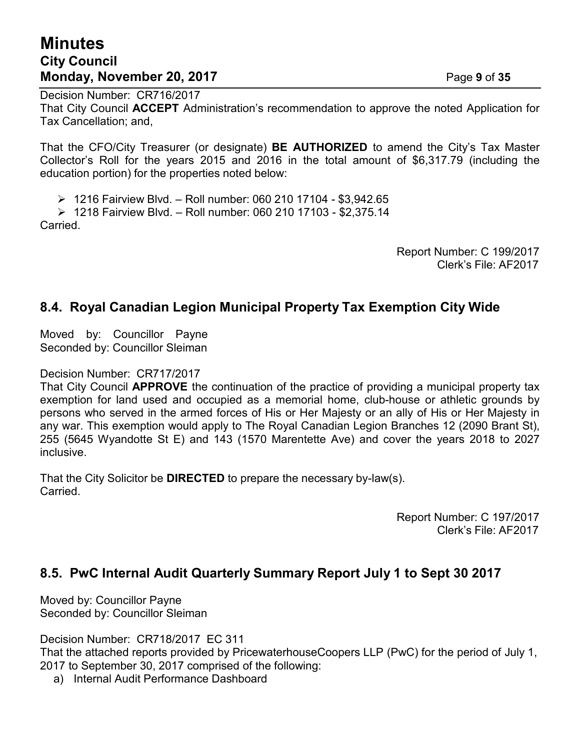Decision Number: CR716/2017
That City Council **ACCEPT** Administration's recommendation to approve the noted Application for Tax Cancellation; and,

That the CFO/City Treasurer (or designate) **BE AUTHORIZED** to amend the City's Tax Master Collector's Roll for the years 2015 and 2016 in the total amount of $6,317.79 (including the education portion) for the properties noted below:

- 1216 Fairview Blvd. – Roll number: 060 210 17104 - $3,942.65
- 1218 Fairview Blvd. – Roll number: 060 210 17103 - $2,375.14

Carried.

Report Number: C 199/2017
Clerk's File: AF2017

## 8.4. Royal Canadian Legion Municipal Property Tax Exemption City Wide

Moved by: Councillor Payne
Seconded by: Councillor Sleiman

Decision Number: CR717/2017
That City Council **APPROVE** the continuation of the practice of providing a municipal property tax exemption for land used and occupied as a memorial home, club-house or athletic grounds by persons who served in the armed forces of His or Her Majesty or an ally of His or Her Majesty in any war. This exemption would apply to The Royal Canadian Legion Branches 12 (2090 Brant St), 255 (5645 Wyandotte St E) and 143 (1570 Marentette Ave) and cover the years 2018 to 2027 inclusive.

That the City Solicitor be **DIRECTED** to prepare the necessary by-law(s).
Carried.

Report Number: C 197/2017
Clerk's File: AF2017

## 8.5. PwC Internal Audit Quarterly Summary Report July 1 to Sept 30 2017

Moved by: Councillor Payne
Seconded by: Councillor Sleiman

Decision Number: CR718/2017 EC 311
That the attached reports provided by PricewaterhouseCoopers LLP (PwC) for the period of July 1, 2017 to September 30, 2017 comprised of the following:

a) Internal Audit Performance Dashboard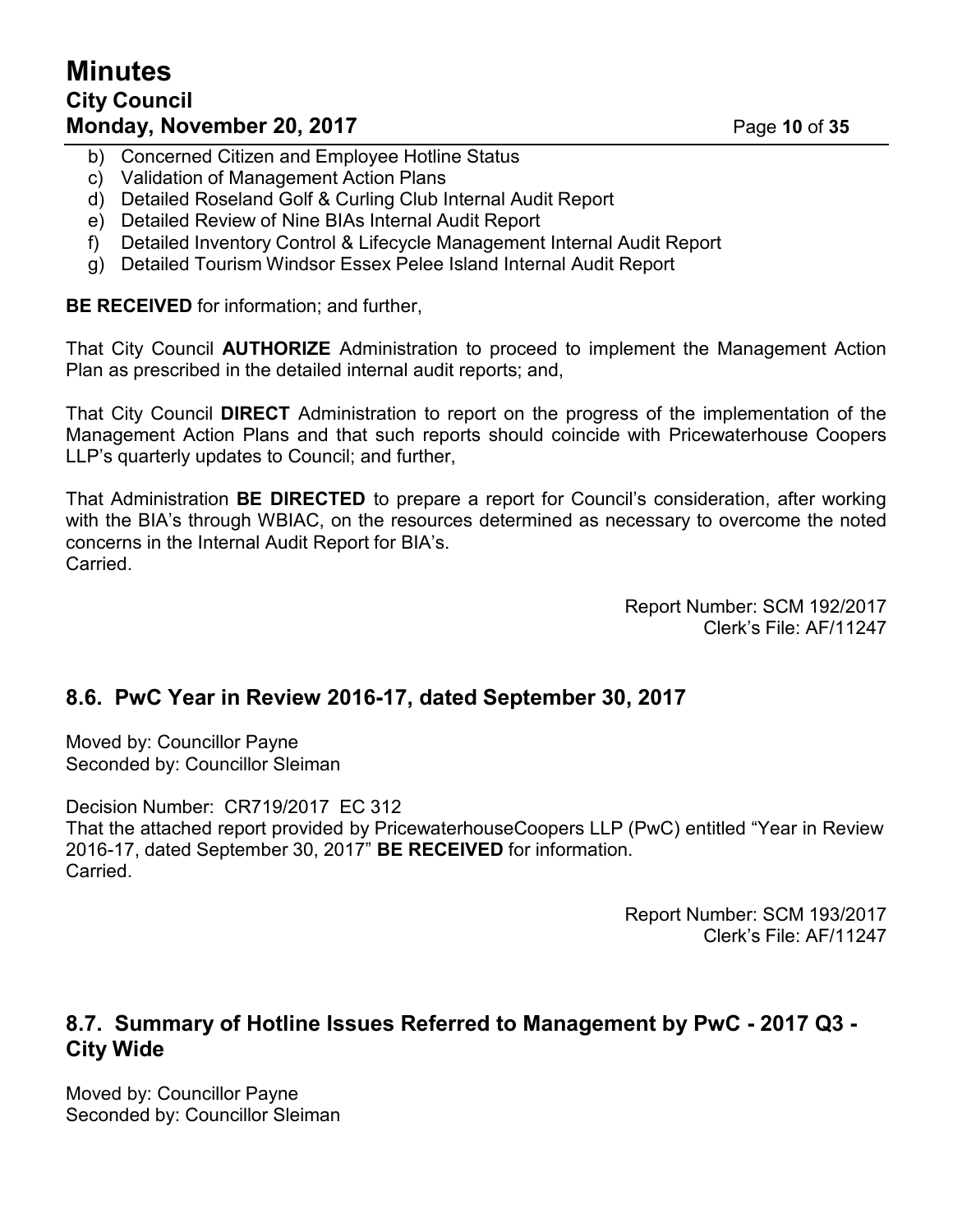b) Concerned Citizen and Employee Hotline Status
c) Validation of Management Action Plans
d) Detailed Roseland Golf & Curling Club Internal Audit Report
e) Detailed Review of Nine BIAs Internal Audit Report
f) Detailed Inventory Control & Lifecycle Management Internal Audit Report
g) Detailed Tourism Windsor Essex Pelee Island Internal Audit Report

**BE RECEIVED** for information; and further,

That City Council **AUTHORIZE** Administration to proceed to implement the Management Action Plan as prescribed in the detailed internal audit reports; and,

That City Council **DIRECT** Administration to report on the progress of the implementation of the Management Action Plans and that such reports should coincide with Pricewaterhouse Coopers LLP's quarterly updates to Council; and further,

That Administration **BE DIRECTED** to prepare a report for Council's consideration, after working with the BIA's through WBIAC, on the resources determined as necessary to overcome the noted concerns in the Internal Audit Report for BIA's.
Carried.

Report Number: SCM 192/2017
Clerk's File: AF/11247

## 8.6. PwC Year in Review 2016-17, dated September 30, 2017

Moved by: Councillor Payne
Seconded by: Councillor Sleiman

Decision Number: CR719/2017 EC 312
That the attached report provided by PricewaterhouseCoopers LLP (PwC) entitled "Year in Review 2016-17, dated September 30, 2017" **BE RECEIVED** for information.
Carried.

Report Number: SCM 193/2017
Clerk's File: AF/11247

## 8.7. Summary of Hotline Issues Referred to Management by PwC - 2017 Q3 - City Wide

Moved by: Councillor Payne
Seconded by: Councillor Sleiman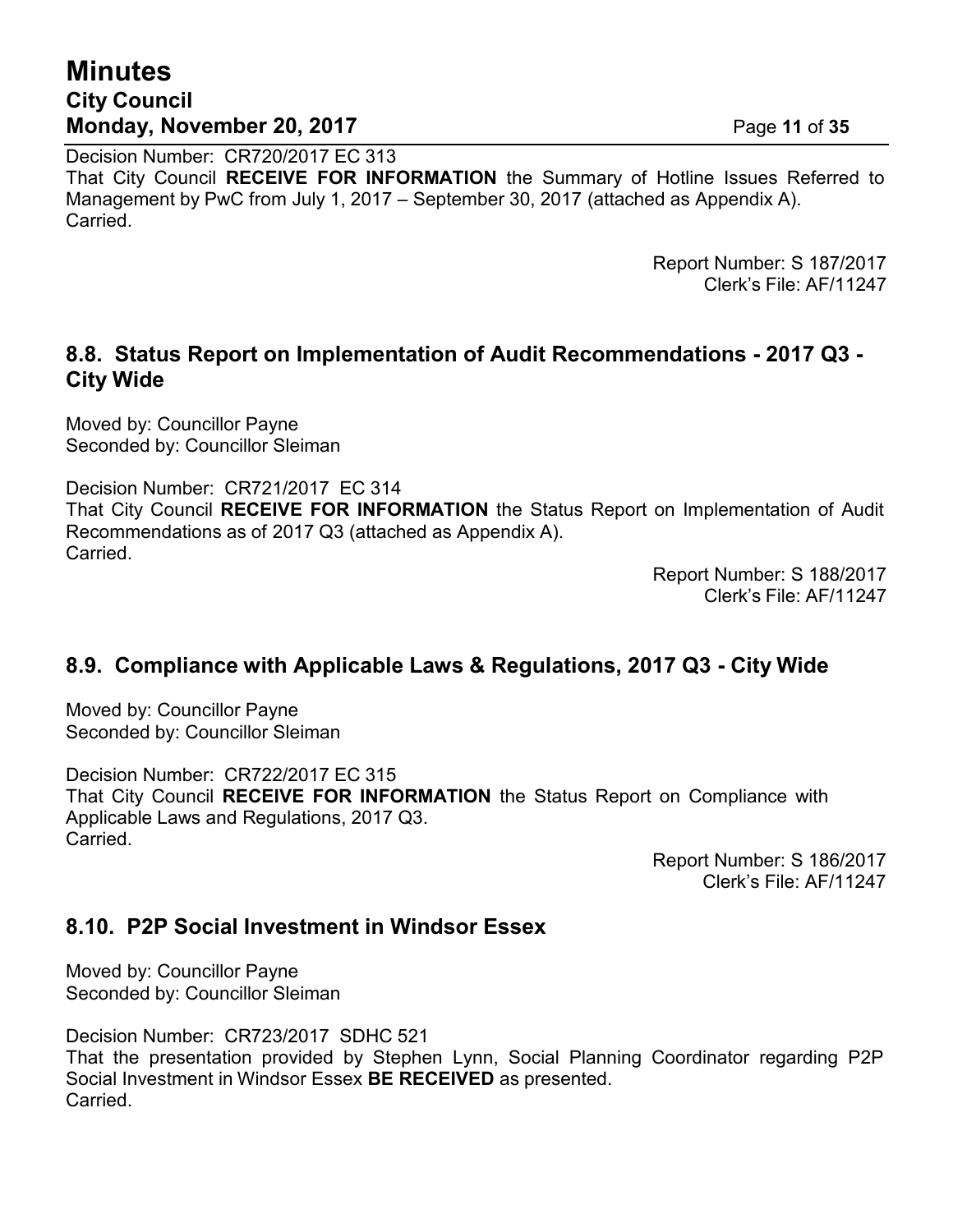Decision Number: CR720/2017 EC 313
That City Council **RECEIVE FOR INFORMATION** the Summary of Hotline Issues Referred to Management by PwC from July 1, 2017 – September 30, 2017 (attached as Appendix A).
Carried.

Report Number: S 187/2017
Clerk's File: AF/11247

## 8.8. Status Report on Implementation of Audit Recommendations - 2017 Q3 - City Wide

Moved by: Councillor Payne
Seconded by: Councillor Sleiman

Decision Number: CR721/2017 EC 314
That City Council **RECEIVE FOR INFORMATION** the Status Report on Implementation of Audit Recommendations as of 2017 Q3 (attached as Appendix A).
Carried.

Report Number: S 188/2017
Clerk's File: AF/11247

## 8.9. Compliance with Applicable Laws & Regulations, 2017 Q3 - City Wide

Moved by: Councillor Payne
Seconded by: Councillor Sleiman

Decision Number: CR722/2017 EC 315
That City Council **RECEIVE FOR INFORMATION** the Status Report on Compliance with Applicable Laws and Regulations, 2017 Q3.
Carried.

Report Number: S 186/2017
Clerk's File: AF/11247

## 8.10. P2P Social Investment in Windsor Essex

Moved by: Councillor Payne
Seconded by: Councillor Sleiman

Decision Number: CR723/2017 SDHC 521
That the presentation provided by Stephen Lynn, Social Planning Coordinator regarding P2P Social Investment in Windsor Essex **BE RECEIVED** as presented.
Carried.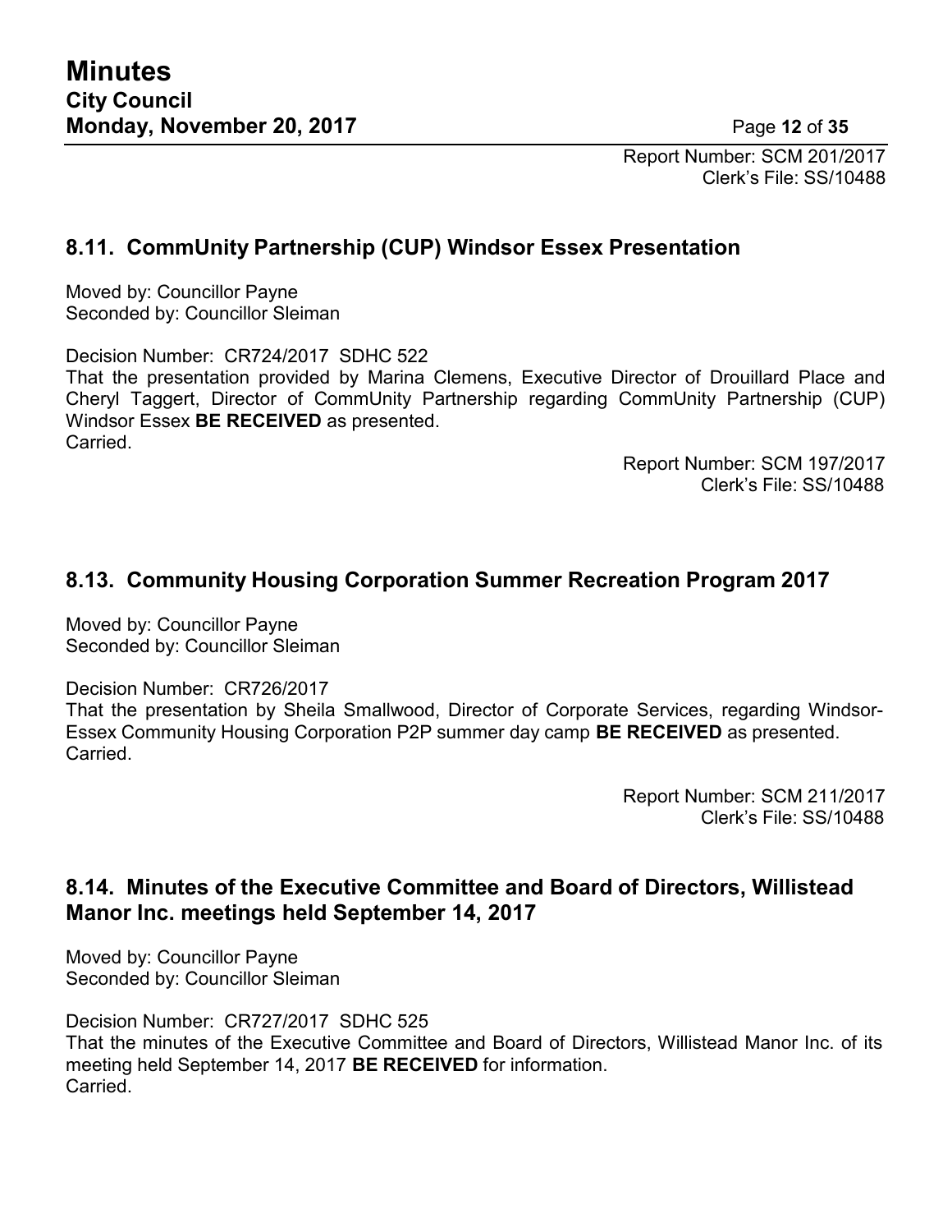Report Number: SCM 201/2017
Clerk's File: SS/10488

### 8.11. CommUnity Partnership (CUP) Windsor Essex Presentation

Moved by: Councillor Payne
Seconded by: Councillor Sleiman

Decision Number: CR724/2017 SDHC 522
That the presentation provided by Marina Clemens, Executive Director of Drouillard Place and Cheryl Taggert, Director of CommUnity Partnership regarding CommUnity Partnership (CUP) Windsor Essex **BE RECEIVED** as presented.
Carried.

Report Number: SCM 197/2017
Clerk's File: SS/10488

### 8.13. Community Housing Corporation Summer Recreation Program 2017

Moved by: Councillor Payne
Seconded by: Councillor Sleiman

Decision Number: CR726/2017
That the presentation by Sheila Smallwood, Director of Corporate Services, regarding Windsor-Essex Community Housing Corporation P2P summer day camp **BE RECEIVED** as presented.
Carried.

Report Number: SCM 211/2017
Clerk's File: SS/10488

### 8.14. Minutes of the Executive Committee and Board of Directors, Willistead Manor Inc. meetings held September 14, 2017

Moved by: Councillor Payne
Seconded by: Councillor Sleiman

Decision Number: CR727/2017 SDHC 525
That the minutes of the Executive Committee and Board of Directors, Willistead Manor Inc. of its meeting held September 14, 2017 **BE RECEIVED** for information.
Carried.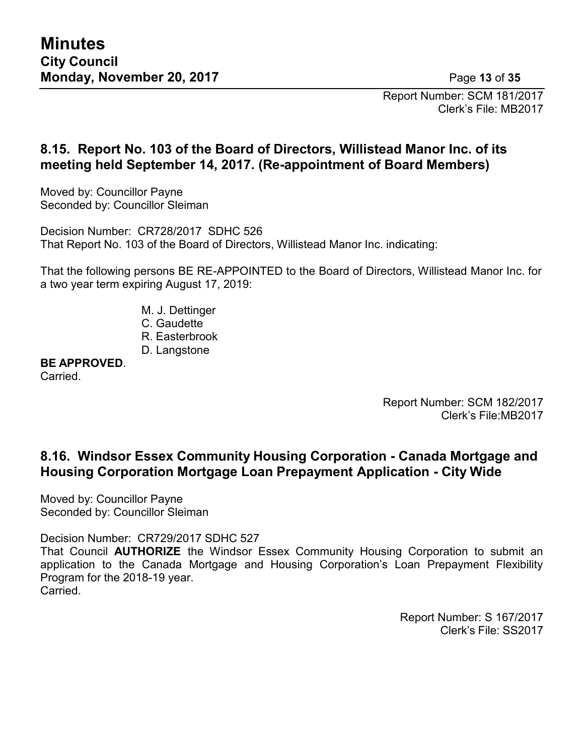Report Number: SCM 181/2017
Clerk's File: MB2017

### 8.15. Report No. 103 of the Board of Directors, Willistead Manor Inc. of its meeting held September 14, 2017. (Re-appointment of Board Members)

Moved by: Councillor Payne
Seconded by: Councillor Sleiman

Decision Number: CR728/2017 SDHC 526
That Report No. 103 of the Board of Directors, Willistead Manor Inc. indicating:

That the following persons BE RE-APPOINTED to the Board of Directors, Willistead Manor Inc. for a two year term expiring August 17, 2019:

- M. J. Dettinger
- C. Gaudette
- R. Easterbrook
- D. Langstone

**BE APPROVED**.
Carried.

Report Number: SCM 182/2017
Clerk's File:MB2017

### 8.16. Windsor Essex Community Housing Corporation - Canada Mortgage and Housing Corporation Mortgage Loan Prepayment Application - City Wide

Moved by: Councillor Payne
Seconded by: Councillor Sleiman

Decision Number: CR729/2017 SDHC 527
That Council **AUTHORIZE** the Windsor Essex Community Housing Corporation to submit an application to the Canada Mortgage and Housing Corporation's Loan Prepayment Flexibility Program for the 2018-19 year.
Carried.

Report Number: S 167/2017
Clerk's File: SS2017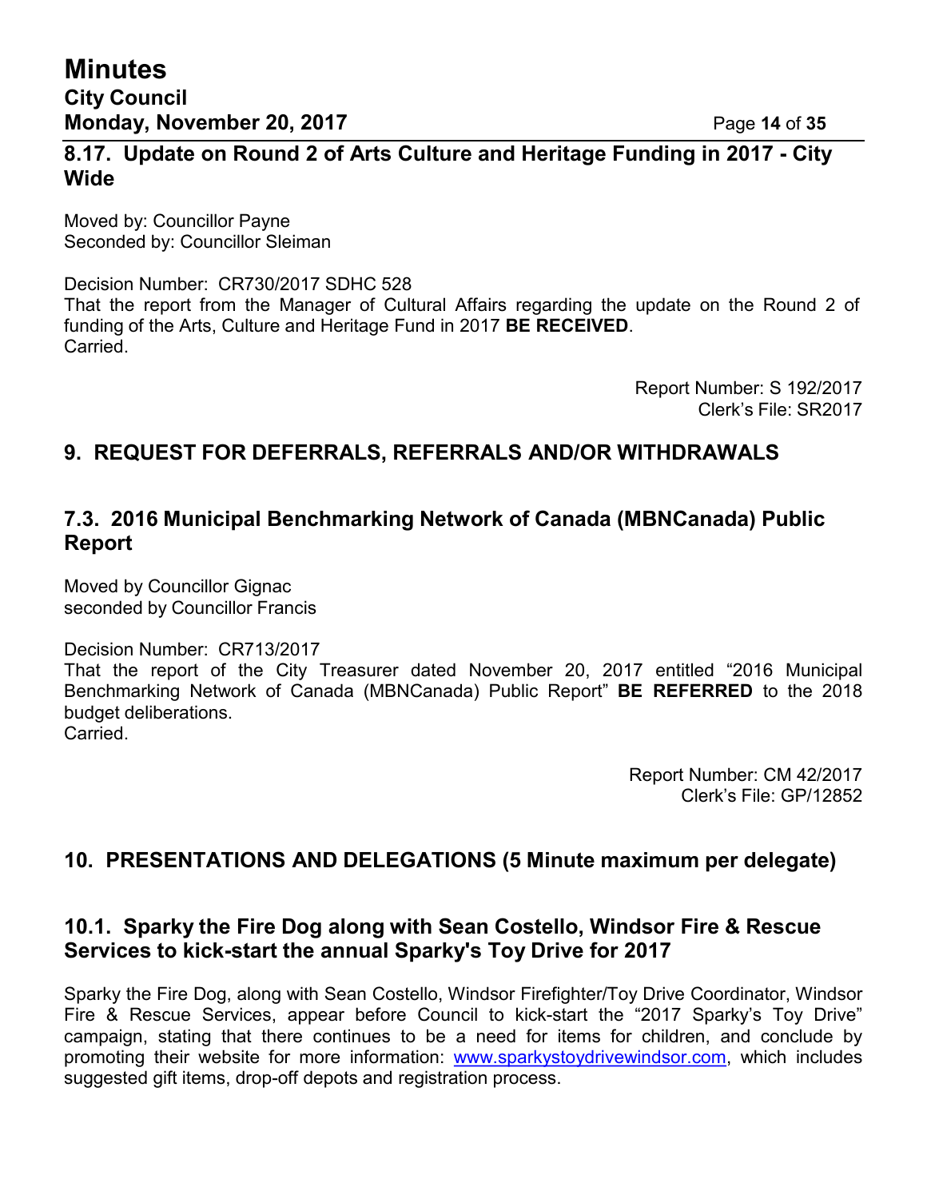## 8.17. Update on Round 2 of Arts Culture and Heritage Funding in 2017 - City Wide

Moved by: Councillor Payne
Seconded by: Councillor Sleiman

Decision Number: CR730/2017 SDHC 528
That the report from the Manager of Cultural Affairs regarding the update on the Round 2 of funding of the Arts, Culture and Heritage Fund in 2017 **BE RECEIVED**.
Carried.

Report Number: S 192/2017
Clerk's File: SR2017

## 9. REQUEST FOR DEFERRALS, REFERRALS AND/OR WITHDRAWALS

## 7.3. 2016 Municipal Benchmarking Network of Canada (MBNCanada) Public Report

Moved by Councillor Gignac
seconded by Councillor Francis

Decision Number: CR713/2017
That the report of the City Treasurer dated November 20, 2017 entitled "2016 Municipal Benchmarking Network of Canada (MBNCanada) Public Report" **BE REFERRED** to the 2018 budget deliberations.
Carried.

Report Number: CM 42/2017
Clerk's File: GP/12852

## 10. PRESENTATIONS AND DELEGATIONS (5 Minute maximum per delegate)

## 10.1. Sparky the Fire Dog along with Sean Costello, Windsor Fire & Rescue Services to kick-start the annual Sparky's Toy Drive for 2017

Sparky the Fire Dog, along with Sean Costello, Windsor Firefighter/Toy Drive Coordinator, Windsor Fire & Rescue Services, appear before Council to kick-start the "2017 Sparky's Toy Drive" campaign, stating that there continues to be a need for items for children, and conclude by promoting their website for more information: www.sparkystoydrivewindsor.com, which includes suggested gift items, drop-off depots and registration process.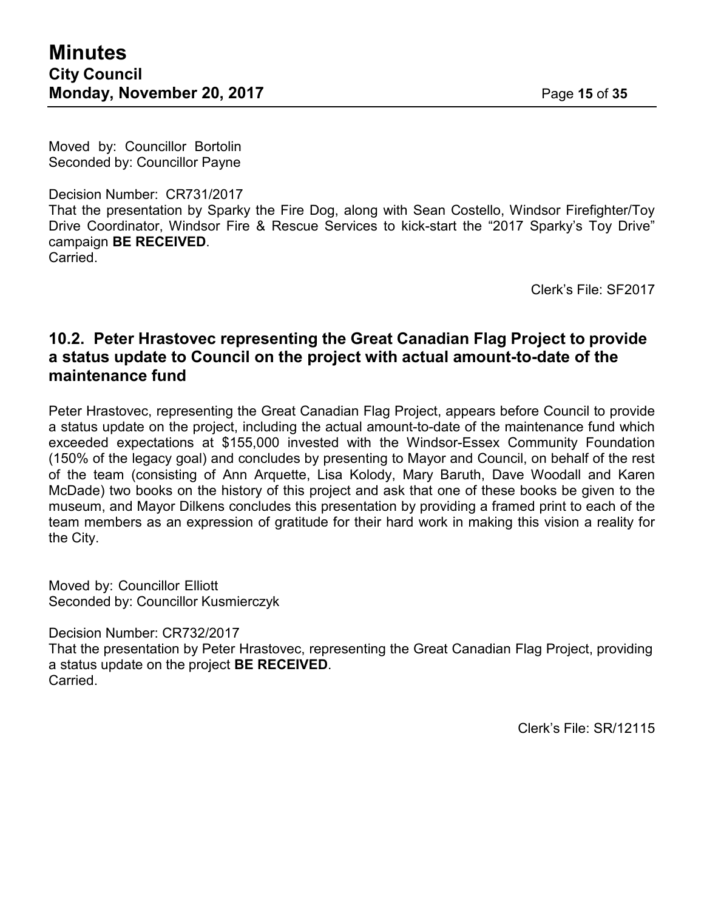Moved by: Councillor Bortolin
Seconded by: Councillor Payne

Decision Number: CR731/2017
That the presentation by Sparky the Fire Dog, along with Sean Costello, Windsor Firefighter/Toy Drive Coordinator, Windsor Fire & Rescue Services to kick-start the "2017 Sparky's Toy Drive" campaign **BE RECEIVED**.
Carried.

Clerk's File: SF2017

## 10.2. Peter Hrastovec representing the Great Canadian Flag Project to provide a status update to Council on the project with actual amount-to-date of the maintenance fund

Peter Hrastovec, representing the Great Canadian Flag Project, appears before Council to provide a status update on the project, including the actual amount-to-date of the maintenance fund which exceeded expectations at $155,000 invested with the Windsor-Essex Community Foundation (150% of the legacy goal) and concludes by presenting to Mayor and Council, on behalf of the rest of the team (consisting of Ann Arquette, Lisa Kolody, Mary Baruth, Dave Woodall and Karen McDade) two books on the history of this project and ask that one of these books be given to the museum, and Mayor Dilkens concludes this presentation by providing a framed print to each of the team members as an expression of gratitude for their hard work in making this vision a reality for the City.

Moved by: Councillor Elliott
Seconded by: Councillor Kusmierczyk

Decision Number: CR732/2017
That the presentation by Peter Hrastovec, representing the Great Canadian Flag Project, providing a status update on the project **BE RECEIVED**.
Carried.

Clerk's File: SR/12115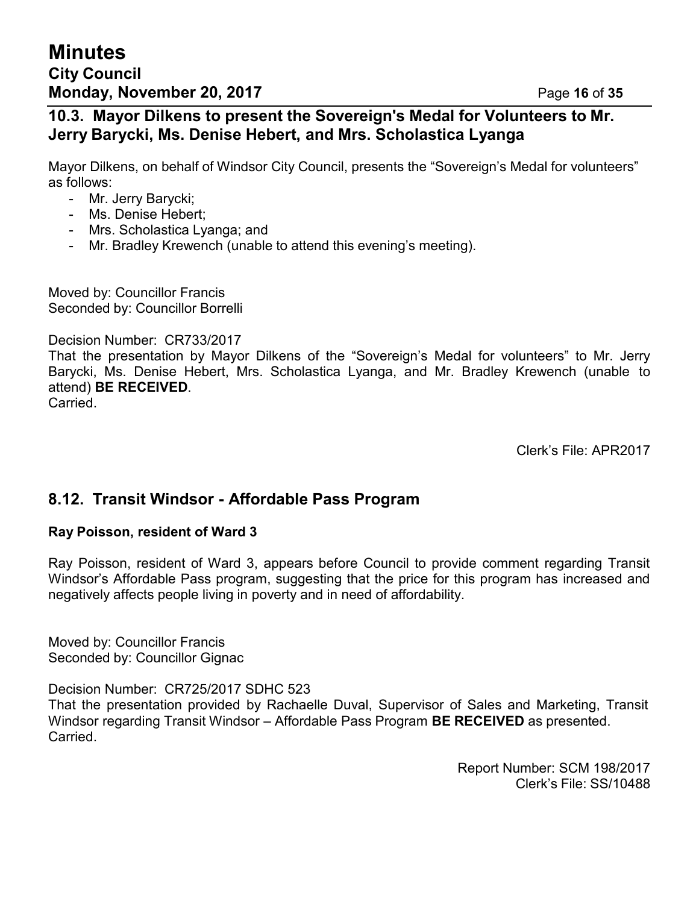## 10.3. Mayor Dilkens to present the Sovereign's Medal for Volunteers to Mr. Jerry Barycki, Ms. Denise Hebert, and Mrs. Scholastica Lyanga

Mayor Dilkens, on behalf of Windsor City Council, presents the "Sovereign's Medal for volunteers" as follows:

- Mr. Jerry Barycki;
- Ms. Denise Hebert;
- Mrs. Scholastica Lyanga; and
- Mr. Bradley Krewench (unable to attend this evening's meeting).

Moved by: Councillor Francis
Seconded by: Councillor Borrelli

Decision Number: CR733/2017
That the presentation by Mayor Dilkens of the "Sovereign's Medal for volunteers" to Mr. Jerry Barycki, Ms. Denise Hebert, Mrs. Scholastica Lyanga, and Mr. Bradley Krewench (unable to attend) **BE RECEIVED**.
Carried.

Clerk's File: APR2017

## 8.12. Transit Windsor - Affordable Pass Program

**Ray Poisson, resident of Ward 3**

Ray Poisson, resident of Ward 3, appears before Council to provide comment regarding Transit Windsor's Affordable Pass program, suggesting that the price for this program has increased and negatively affects people living in poverty and in need of affordability.

Moved by: Councillor Francis
Seconded by: Councillor Gignac

Decision Number: CR725/2017 SDHC 523
That the presentation provided by Rachaelle Duval, Supervisor of Sales and Marketing, Transit Windsor regarding Transit Windsor – Affordable Pass Program **BE RECEIVED** as presented.
Carried.

Report Number: SCM 198/2017
Clerk's File: SS/10488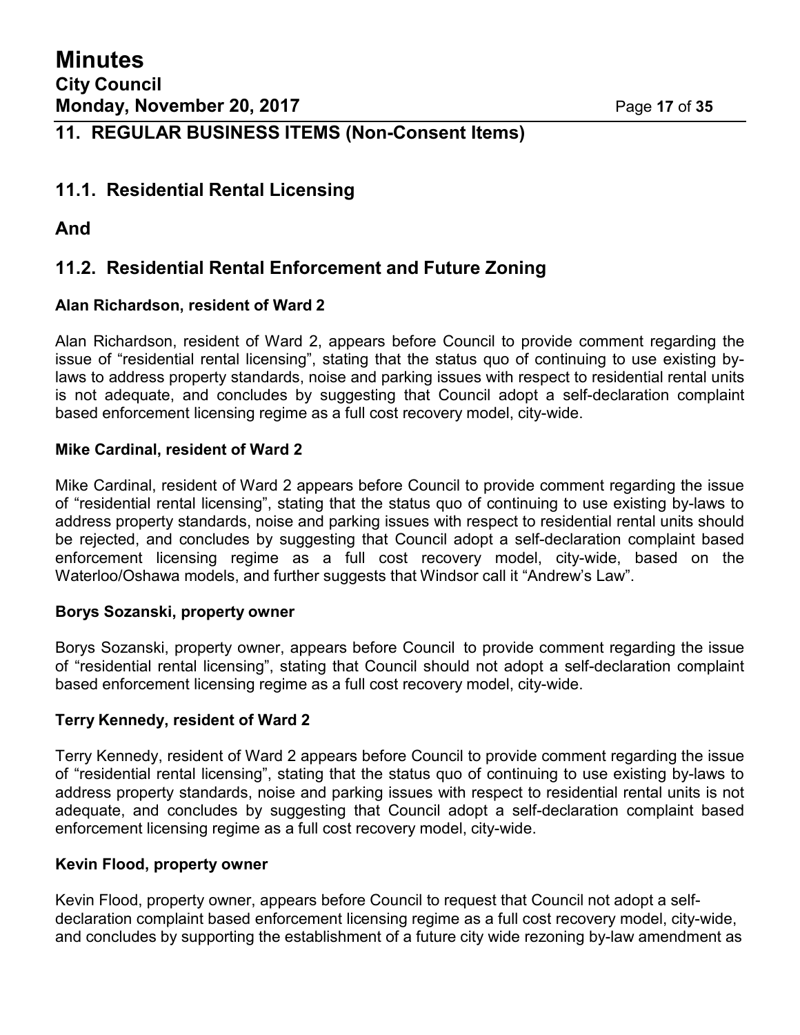## 11. REGULAR BUSINESS ITEMS (Non-Consent Items)

## 11.1. Residential Rental Licensing

## And

## 11.2. Residential Rental Enforcement and Future Zoning

**Alan Richardson, resident of Ward 2**

Alan Richardson, resident of Ward 2, appears before Council to provide comment regarding the issue of "residential rental licensing", stating that the status quo of continuing to use existing by-laws to address property standards, noise and parking issues with respect to residential rental units is not adequate, and concludes by suggesting that Council adopt a self-declaration complaint based enforcement licensing regime as a full cost recovery model, city-wide.

**Mike Cardinal, resident of Ward 2**

Mike Cardinal, resident of Ward 2 appears before Council to provide comment regarding the issue of "residential rental licensing", stating that the status quo of continuing to use existing by-laws to address property standards, noise and parking issues with respect to residential rental units should be rejected, and concludes by suggesting that Council adopt a self-declaration complaint based enforcement licensing regime as a full cost recovery model, city-wide, based on the Waterloo/Oshawa models, and further suggests that Windsor call it "Andrew's Law".

**Borys Sozanski, property owner**

Borys Sozanski, property owner, appears before Council to provide comment regarding the issue of "residential rental licensing", stating that Council should not adopt a self-declaration complaint based enforcement licensing regime as a full cost recovery model, city-wide.

**Terry Kennedy, resident of Ward 2**

Terry Kennedy, resident of Ward 2 appears before Council to provide comment regarding the issue of "residential rental licensing", stating that the status quo of continuing to use existing by-laws to address property standards, noise and parking issues with respect to residential rental units is not adequate, and concludes by suggesting that Council adopt a self-declaration complaint based enforcement licensing regime as a full cost recovery model, city-wide.

**Kevin Flood, property owner**

Kevin Flood, property owner, appears before Council to request that Council not adopt a self-declaration complaint based enforcement licensing regime as a full cost recovery model, city-wide, and concludes by supporting the establishment of a future city wide rezoning by-law amendment as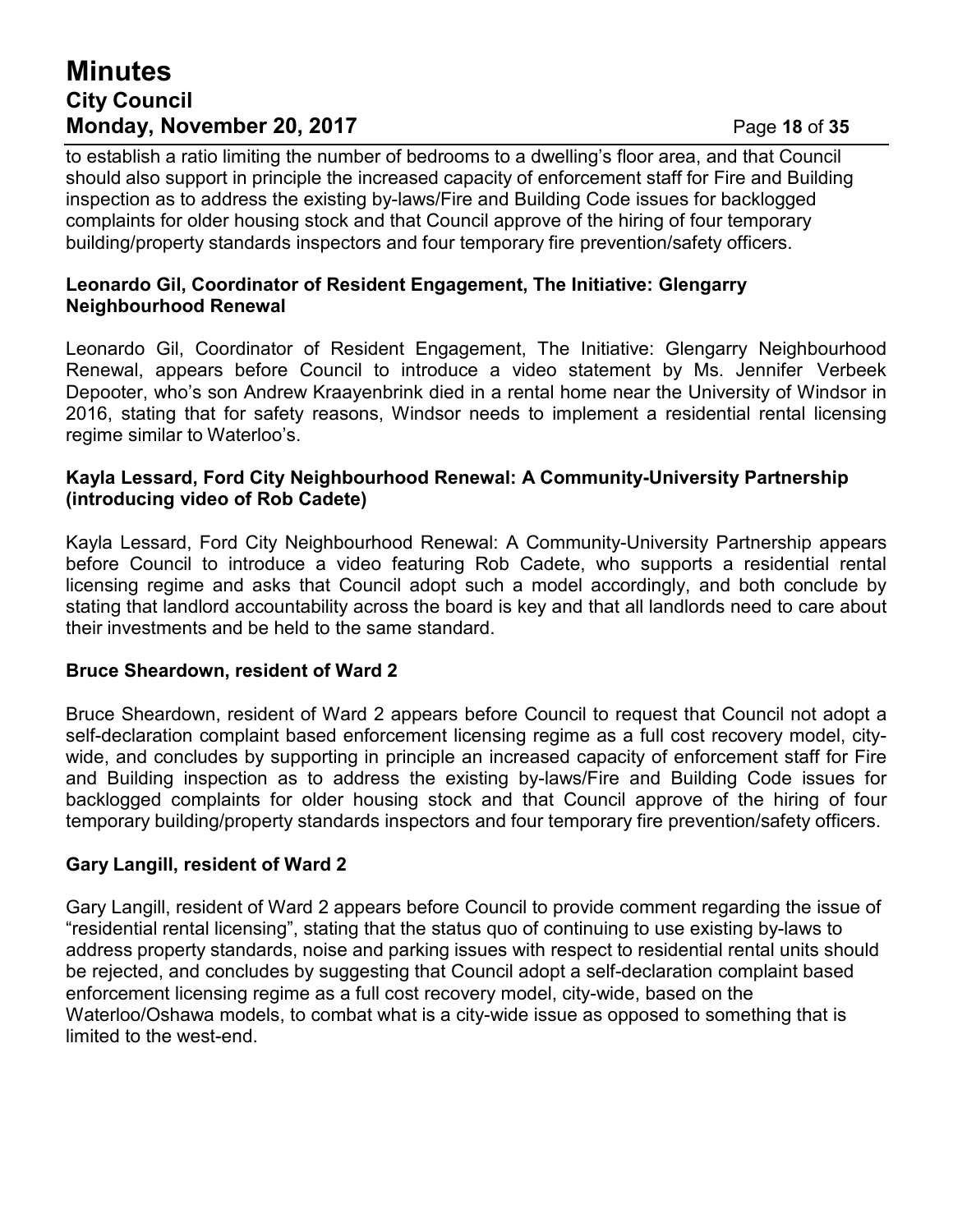to establish a ratio limiting the number of bedrooms to a dwelling's floor area, and that Council should also support in principle the increased capacity of enforcement staff for Fire and Building inspection as to address the existing by-laws/Fire and Building Code issues for backlogged complaints for older housing stock and that Council approve of the hiring of four temporary building/property standards inspectors and four temporary fire prevention/safety officers.

**Leonardo Gil, Coordinator of Resident Engagement, The Initiative: Glengarry Neighbourhood Renewal**

Leonardo Gil, Coordinator of Resident Engagement, The Initiative: Glengarry Neighbourhood Renewal, appears before Council to introduce a video statement by Ms. Jennifer Verbeek Depooter, who's son Andrew Kraayenbrink died in a rental home near the University of Windsor in 2016, stating that for safety reasons, Windsor needs to implement a residential rental licensing regime similar to Waterloo's.

**Kayla Lessard, Ford City Neighbourhood Renewal: A Community-University Partnership (introducing video of Rob Cadete)**

Kayla Lessard, Ford City Neighbourhood Renewal: A Community-University Partnership appears before Council to introduce a video featuring Rob Cadete, who supports a residential rental licensing regime and asks that Council adopt such a model accordingly, and both conclude by stating that landlord accountability across the board is key and that all landlords need to care about their investments and be held to the same standard.

**Bruce Sheardown, resident of Ward 2**

Bruce Sheardown, resident of Ward 2 appears before Council to request that Council not adopt a self-declaration complaint based enforcement licensing regime as a full cost recovery model, city-wide, and concludes by supporting in principle an increased capacity of enforcement staff for Fire and Building inspection as to address the existing by-laws/Fire and Building Code issues for backlogged complaints for older housing stock and that Council approve of the hiring of four temporary building/property standards inspectors and four temporary fire prevention/safety officers.

**Gary Langill, resident of Ward 2**

Gary Langill, resident of Ward 2 appears before Council to provide comment regarding the issue of "residential rental licensing", stating that the status quo of continuing to use existing by-laws to address property standards, noise and parking issues with respect to residential rental units should be rejected, and concludes by suggesting that Council adopt a self-declaration complaint based enforcement licensing regime as a full cost recovery model, city-wide, based on the Waterloo/Oshawa models, to combat what is a city-wide issue as opposed to something that is limited to the west-end.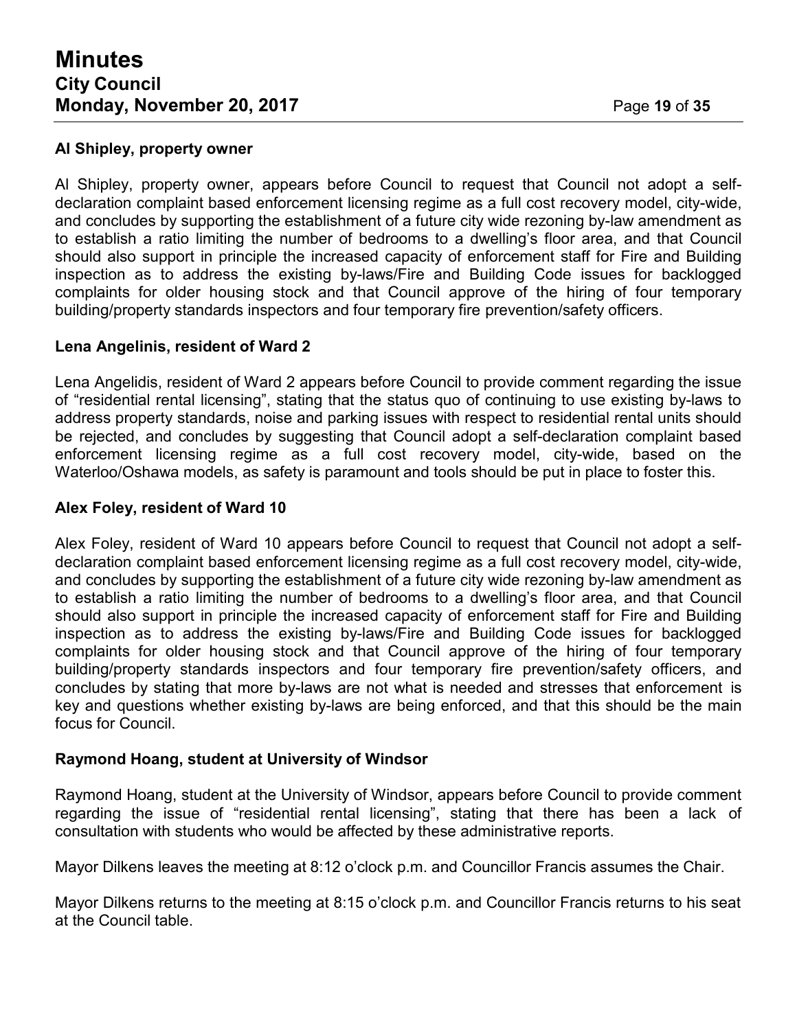**Al Shipley, property owner**

Al Shipley, property owner, appears before Council to request that Council not adopt a self-declaration complaint based enforcement licensing regime as a full cost recovery model, city-wide, and concludes by supporting the establishment of a future city wide rezoning by-law amendment as to establish a ratio limiting the number of bedrooms to a dwelling's floor area, and that Council should also support in principle the increased capacity of enforcement staff for Fire and Building inspection as to address the existing by-laws/Fire and Building Code issues for backlogged complaints for older housing stock and that Council approve of the hiring of four temporary building/property standards inspectors and four temporary fire prevention/safety officers.

**Lena Angelinis, resident of Ward 2**

Lena Angelidis, resident of Ward 2 appears before Council to provide comment regarding the issue of "residential rental licensing", stating that the status quo of continuing to use existing by-laws to address property standards, noise and parking issues with respect to residential rental units should be rejected, and concludes by suggesting that Council adopt a self-declaration complaint based enforcement licensing regime as a full cost recovery model, city-wide, based on the Waterloo/Oshawa models, as safety is paramount and tools should be put in place to foster this.

**Alex Foley, resident of Ward 10**

Alex Foley, resident of Ward 10 appears before Council to request that Council not adopt a self-declaration complaint based enforcement licensing regime as a full cost recovery model, city-wide, and concludes by supporting the establishment of a future city wide rezoning by-law amendment as to establish a ratio limiting the number of bedrooms to a dwelling's floor area, and that Council should also support in principle the increased capacity of enforcement staff for Fire and Building inspection as to address the existing by-laws/Fire and Building Code issues for backlogged complaints for older housing stock and that Council approve of the hiring of four temporary building/property standards inspectors and four temporary fire prevention/safety officers, and concludes by stating that more by-laws are not what is needed and stresses that enforcement is key and questions whether existing by-laws are being enforced, and that this should be the main focus for Council.

**Raymond Hoang, student at University of Windsor**

Raymond Hoang, student at the University of Windsor, appears before Council to provide comment regarding the issue of "residential rental licensing", stating that there has been a lack of consultation with students who would be affected by these administrative reports.

Mayor Dilkens leaves the meeting at 8:12 o'clock p.m. and Councillor Francis assumes the Chair.

Mayor Dilkens returns to the meeting at 8:15 o'clock p.m. and Councillor Francis returns to his seat at the Council table.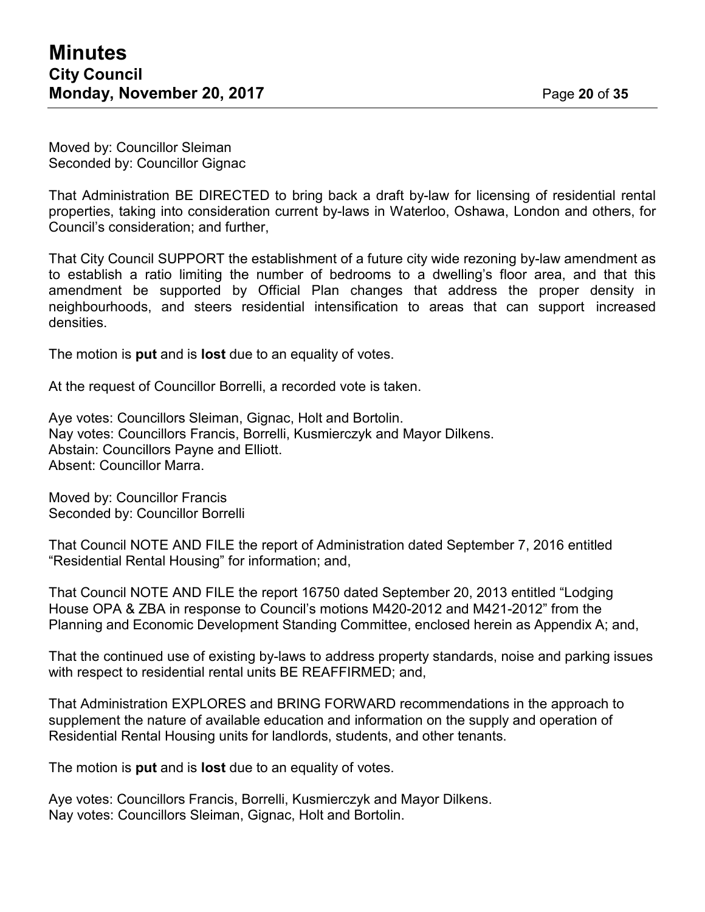Moved by: Councillor Sleiman
Seconded by: Councillor Gignac

That Administration BE DIRECTED to bring back a draft by-law for licensing of residential rental properties, taking into consideration current by-laws in Waterloo, Oshawa, London and others, for Council's consideration; and further,

That City Council SUPPORT the establishment of a future city wide rezoning by-law amendment as to establish a ratio limiting the number of bedrooms to a dwelling's floor area, and that this amendment be supported by Official Plan changes that address the proper density in neighbourhoods, and steers residential intensification to areas that can support increased densities.

The motion is **put** and is **lost** due to an equality of votes.

At the request of Councillor Borrelli, a recorded vote is taken.

Aye votes: Councillors Sleiman, Gignac, Holt and Bortolin.
Nay votes: Councillors Francis, Borrelli, Kusmierczyk and Mayor Dilkens.
Abstain: Councillors Payne and Elliott.
Absent: Councillor Marra.

Moved by: Councillor Francis
Seconded by: Councillor Borrelli

That Council NOTE AND FILE the report of Administration dated September 7, 2016 entitled "Residential Rental Housing" for information; and,

That Council NOTE AND FILE the report 16750 dated September 20, 2013 entitled "Lodging House OPA & ZBA in response to Council's motions M420-2012 and M421-2012" from the Planning and Economic Development Standing Committee, enclosed herein as Appendix A; and,

That the continued use of existing by-laws to address property standards, noise and parking issues with respect to residential rental units BE REAFFIRMED; and,

That Administration EXPLORES and BRING FORWARD recommendations in the approach to supplement the nature of available education and information on the supply and operation of Residential Rental Housing units for landlords, students, and other tenants.

The motion is **put** and is **lost** due to an equality of votes.

Aye votes: Councillors Francis, Borrelli, Kusmierczyk and Mayor Dilkens.
Nay votes: Councillors Sleiman, Gignac, Holt and Bortolin.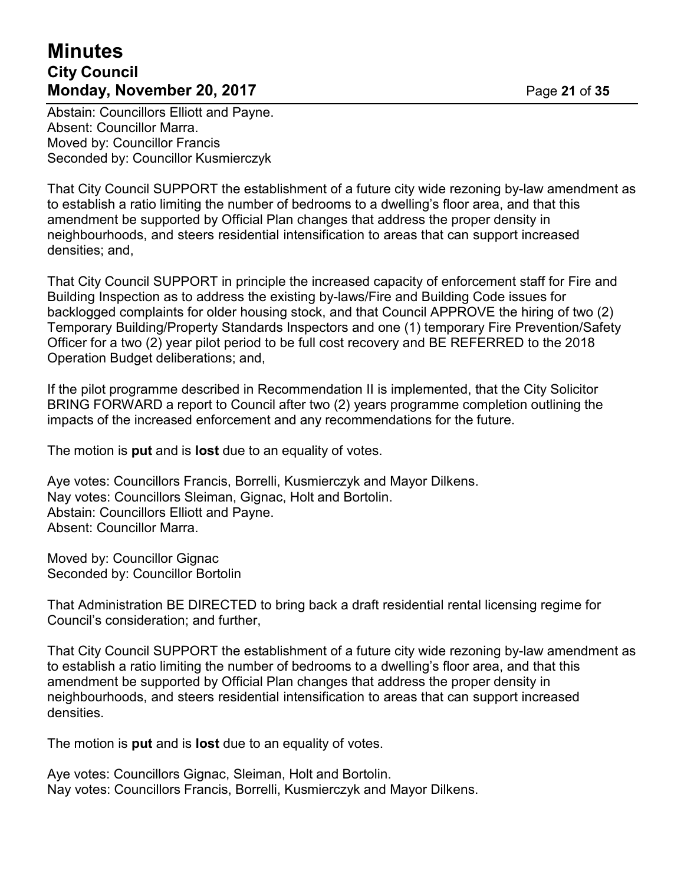Abstain: Councillors Elliott and Payne.
Absent: Councillor Marra.
Moved by: Councillor Francis
Seconded by: Councillor Kusmierczyk

That City Council SUPPORT the establishment of a future city wide rezoning by-law amendment as to establish a ratio limiting the number of bedrooms to a dwelling's floor area, and that this amendment be supported by Official Plan changes that address the proper density in neighbourhoods, and steers residential intensification to areas that can support increased densities; and,

That City Council SUPPORT in principle the increased capacity of enforcement staff for Fire and Building Inspection as to address the existing by-laws/Fire and Building Code issues for backlogged complaints for older housing stock, and that Council APPROVE the hiring of two (2) Temporary Building/Property Standards Inspectors and one (1) temporary Fire Prevention/Safety Officer for a two (2) year pilot period to be full cost recovery and BE REFERRED to the 2018 Operation Budget deliberations; and,

If the pilot programme described in Recommendation II is implemented, that the City Solicitor BRING FORWARD a report to Council after two (2) years programme completion outlining the impacts of the increased enforcement and any recommendations for the future.

The motion is **put** and is **lost** due to an equality of votes.

Aye votes: Councillors Francis, Borrelli, Kusmierczyk and Mayor Dilkens.
Nay votes: Councillors Sleiman, Gignac, Holt and Bortolin.
Abstain: Councillors Elliott and Payne.
Absent: Councillor Marra.

Moved by: Councillor Gignac
Seconded by: Councillor Bortolin

That Administration BE DIRECTED to bring back a draft residential rental licensing regime for Council's consideration; and further,

That City Council SUPPORT the establishment of a future city wide rezoning by-law amendment as to establish a ratio limiting the number of bedrooms to a dwelling's floor area, and that this amendment be supported by Official Plan changes that address the proper density in neighbourhoods, and steers residential intensification to areas that can support increased densities.

The motion is **put** and is **lost** due to an equality of votes.

Aye votes: Councillors Gignac, Sleiman, Holt and Bortolin.
Nay votes: Councillors Francis, Borrelli, Kusmierczyk and Mayor Dilkens.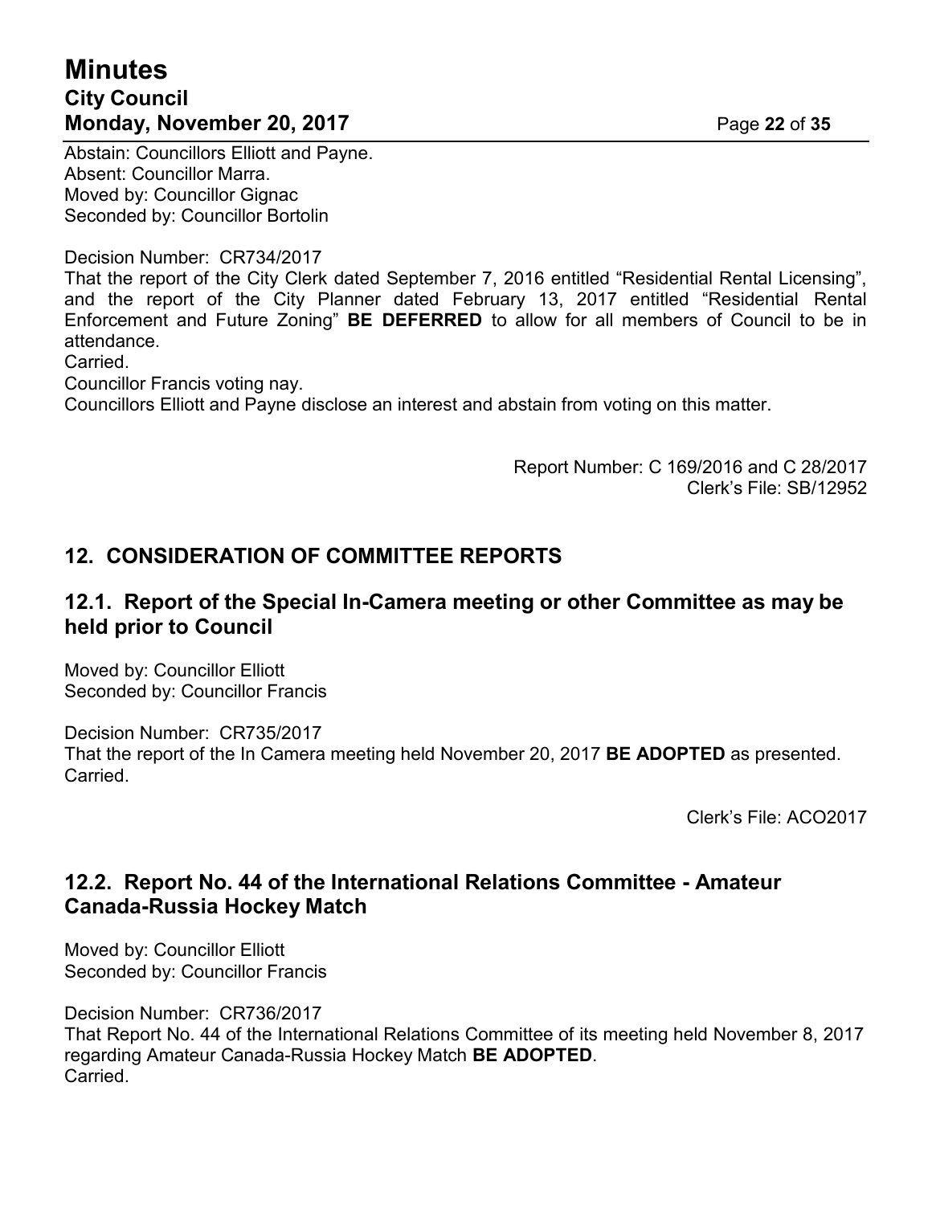Abstain: Councillors Elliott and Payne.
Absent: Councillor Marra.
Moved by: Councillor Gignac
Seconded by: Councillor Bortolin

Decision Number: CR734/2017
That the report of the City Clerk dated September 7, 2016 entitled “Residential Rental Licensing”, and the report of the City Planner dated February 13, 2017 entitled “Residential Rental Enforcement and Future Zoning” **BE DEFERRED** to allow for all members of Council to be in attendance.
Carried.
Councillor Francis voting nay.
Councillors Elliott and Payne disclose an interest and abstain from voting on this matter.

Report Number: C 169/2016 and C 28/2017
Clerk’s File: SB/12952

## 12. CONSIDERATION OF COMMITTEE REPORTS

### 12.1. Report of the Special In-Camera meeting or other Committee as may be held prior to Council

Moved by: Councillor Elliott
Seconded by: Councillor Francis

Decision Number: CR735/2017
That the report of the In Camera meeting held November 20, 2017 **BE ADOPTED** as presented.
Carried.

Clerk’s File: ACO2017

### 12.2. Report No. 44 of the International Relations Committee - Amateur Canada-Russia Hockey Match

Moved by: Councillor Elliott
Seconded by: Councillor Francis

Decision Number: CR736/2017
That Report No. 44 of the International Relations Committee of its meeting held November 8, 2017 regarding Amateur Canada-Russia Hockey Match **BE ADOPTED**.
Carried.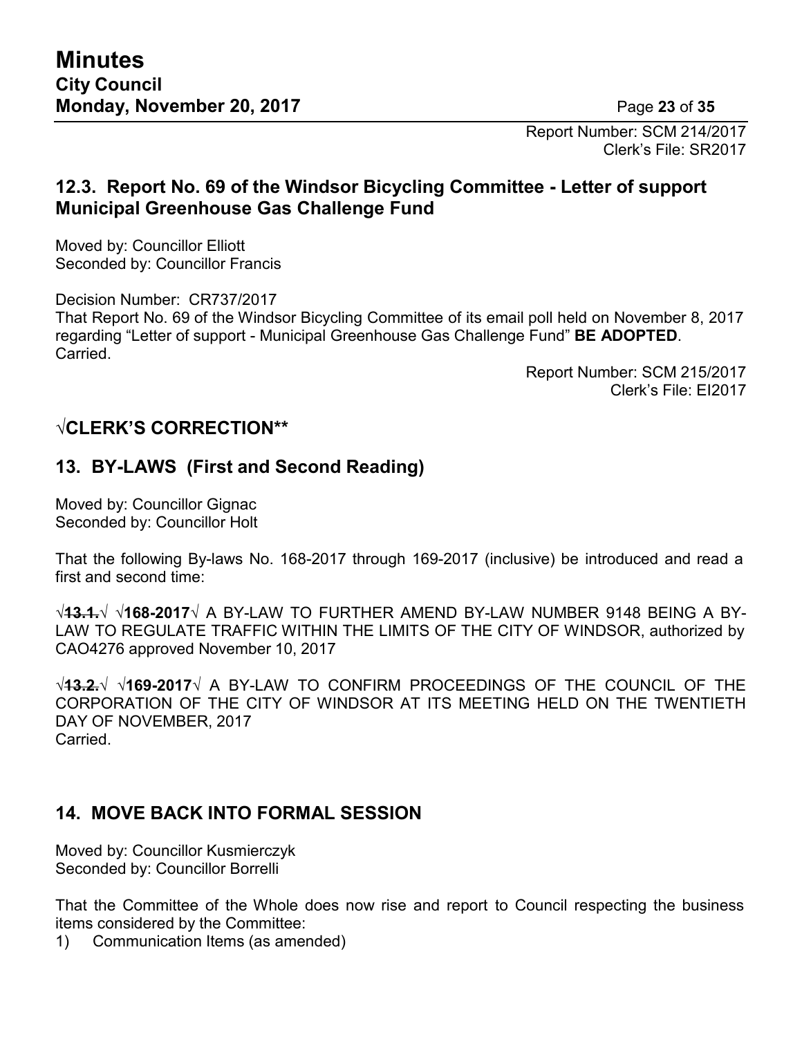Report Number: SCM 214/2017
Clerk's File: SR2017

## 12.3. Report No. 69 of the Windsor Bicycling Committee - Letter of support Municipal Greenhouse Gas Challenge Fund

Moved by: Councillor Elliott
Seconded by: Councillor Francis

Decision Number: CR737/2017
That Report No. 69 of the Windsor Bicycling Committee of its email poll held on November 8, 2017 regarding "Letter of support - Municipal Greenhouse Gas Challenge Fund" **BE ADOPTED**.
Carried.

Report Number: SCM 215/2017
Clerk's File: EI2017

## √CLERK'S CORRECTION**

## 13. BY-LAWS (First and Second Reading)

Moved by: Councillor Gignac
Seconded by: Councillor Holt

That the following By-laws No. 168-2017 through 169-2017 (inclusive) be introduced and read a first and second time:

√~~**13.1.**~~√ √**168-2017**√ A BY-LAW TO FURTHER AMEND BY-LAW NUMBER 9148 BEING A BY-LAW TO REGULATE TRAFFIC WITHIN THE LIMITS OF THE CITY OF WINDSOR, authorized by CAO4276 approved November 10, 2017

√~~**13.2.**~~√ √**169-2017**√ A BY-LAW TO CONFIRM PROCEEDINGS OF THE COUNCIL OF THE CORPORATION OF THE CITY OF WINDSOR AT ITS MEETING HELD ON THE TWENTIETH DAY OF NOVEMBER, 2017
Carried.

## 14. MOVE BACK INTO FORMAL SESSION

Moved by: Councillor Kusmierczyk
Seconded by: Councillor Borrelli

That the Committee of the Whole does now rise and report to Council respecting the business items considered by the Committee:

1) Communication Items (as amended)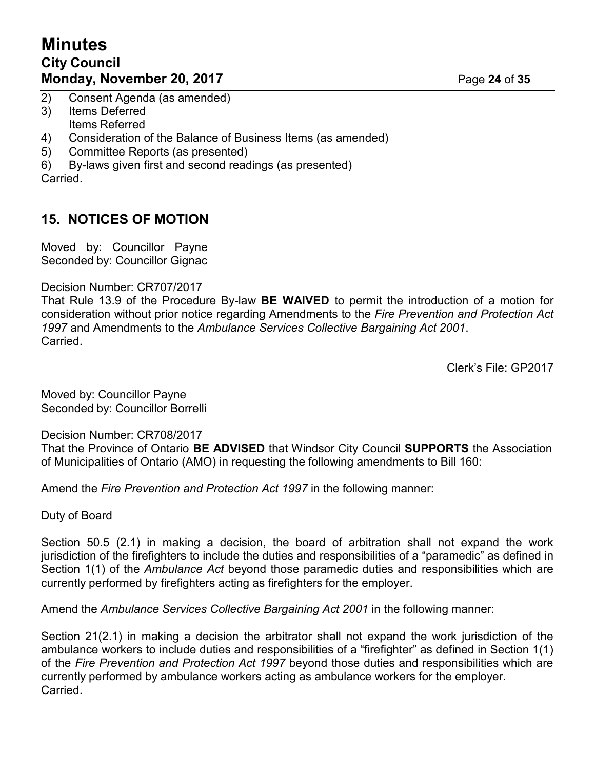2) Consent Agenda (as amended)
3) Items Deferred
   Items Referred
4) Consideration of the Balance of Business Items (as amended)
5) Committee Reports (as presented)
6) By-laws given first and second readings (as presented)

Carried.

## 15. NOTICES OF MOTION

Moved by: Councillor Payne
Seconded by: Councillor Gignac

Decision Number: CR707/2017
That Rule 13.9 of the Procedure By-law **BE WAIVED** to permit the introduction of a motion for consideration without prior notice regarding Amendments to the *Fire Prevention and Protection Act 1997* and Amendments to the *Ambulance Services Collective Bargaining Act 2001*.
Carried.

Clerk's File: GP2017

Moved by: Councillor Payne
Seconded by: Councillor Borrelli

Decision Number: CR708/2017
That the Province of Ontario **BE ADVISED** that Windsor City Council **SUPPORTS** the Association of Municipalities of Ontario (AMO) in requesting the following amendments to Bill 160:

Amend the *Fire Prevention and Protection Act 1997* in the following manner:

Duty of Board

Section 50.5 (2.1) in making a decision, the board of arbitration shall not expand the work jurisdiction of the firefighters to include the duties and responsibilities of a "paramedic" as defined in Section 1(1) of the *Ambulance Act* beyond those paramedic duties and responsibilities which are currently performed by firefighters acting as firefighters for the employer.

Amend the *Ambulance Services Collective Bargaining Act 2001* in the following manner:

Section 21(2.1) in making a decision the arbitrator shall not expand the work jurisdiction of the ambulance workers to include duties and responsibilities of a "firefighter" as defined in Section 1(1) of the *Fire Prevention and Protection Act 1997* beyond those duties and responsibilities which are currently performed by ambulance workers acting as ambulance workers for the employer.
Carried.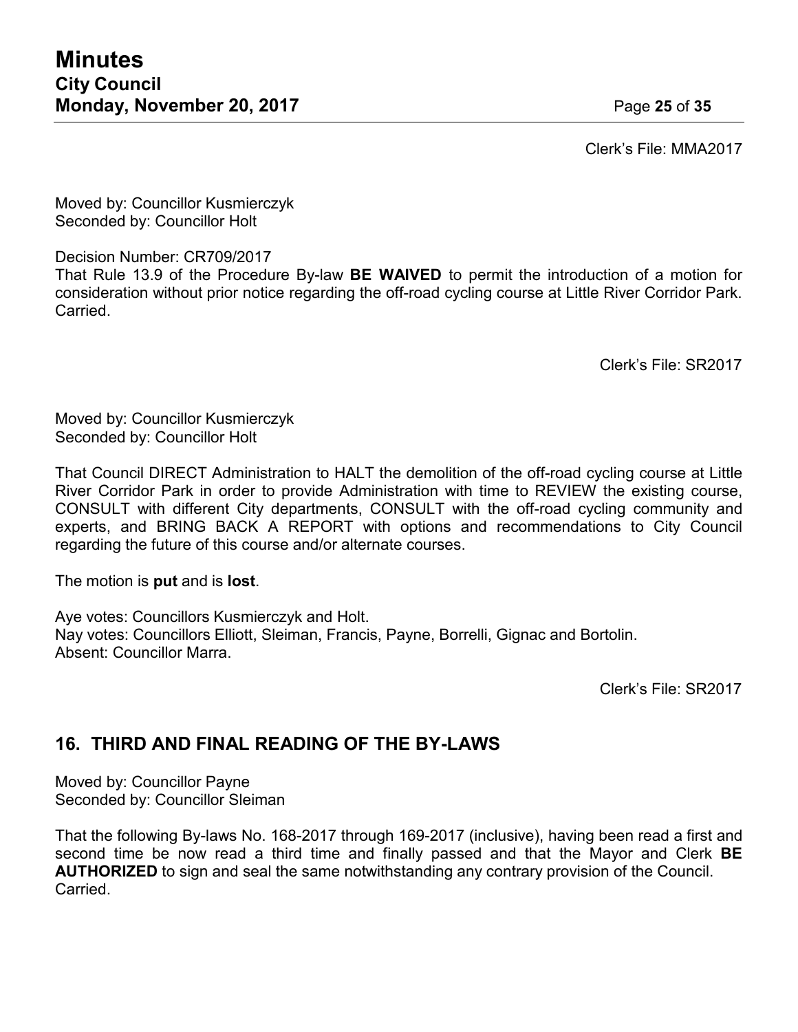Clerk's File: MMA2017

Moved by: Councillor Kusmierczyk
Seconded by: Councillor Holt

Decision Number: CR709/2017
That Rule 13.9 of the Procedure By-law **BE WAIVED** to permit the introduction of a motion for consideration without prior notice regarding the off-road cycling course at Little River Corridor Park.
Carried.

Clerk's File: SR2017

Moved by: Councillor Kusmierczyk
Seconded by: Councillor Holt

That Council DIRECT Administration to HALT the demolition of the off-road cycling course at Little River Corridor Park in order to provide Administration with time to REVIEW the existing course, CONSULT with different City departments, CONSULT with the off-road cycling community and experts, and BRING BACK A REPORT with options and recommendations to City Council regarding the future of this course and/or alternate courses.

The motion is **put** and is **lost**.

Aye votes: Councillors Kusmierczyk and Holt.
Nay votes: Councillors Elliott, Sleiman, Francis, Payne, Borrelli, Gignac and Bortolin.
Absent: Councillor Marra.

Clerk's File: SR2017

## 16. THIRD AND FINAL READING OF THE BY-LAWS

Moved by: Councillor Payne
Seconded by: Councillor Sleiman

That the following By-laws No. 168-2017 through 169-2017 (inclusive), having been read a first and second time be now read a third time and finally passed and that the Mayor and Clerk **BE AUTHORIZED** to sign and seal the same notwithstanding any contrary provision of the Council.
Carried.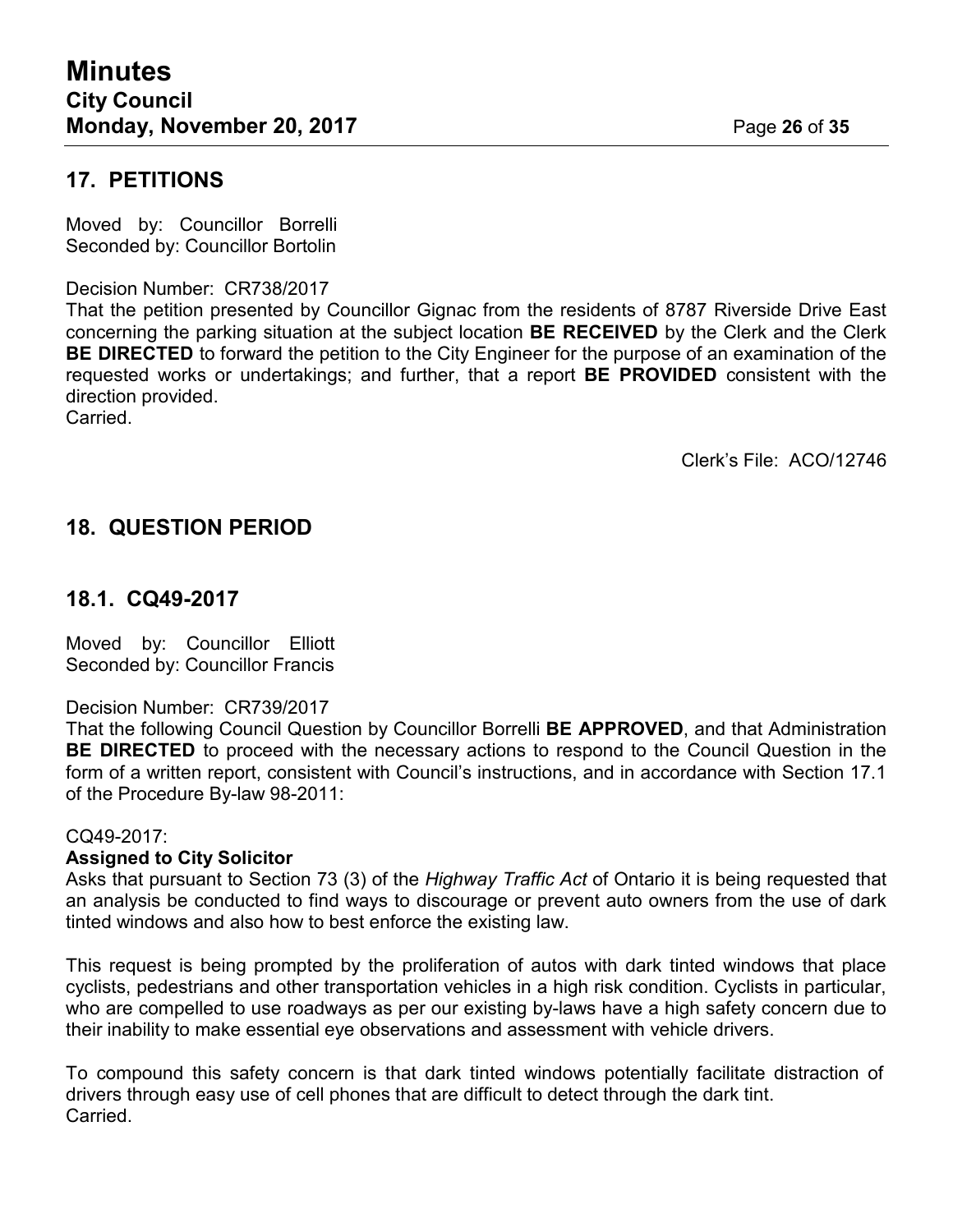## 17. PETITIONS

Moved by: Councillor Borrelli
Seconded by: Councillor Bortolin

Decision Number: CR738/2017
That the petition presented by Councillor Gignac from the residents of 8787 Riverside Drive East concerning the parking situation at the subject location **BE RECEIVED** by the Clerk and the Clerk **BE DIRECTED** to forward the petition to the City Engineer for the purpose of an examination of the requested works or undertakings; and further, that a report **BE PROVIDED** consistent with the direction provided.
Carried.

Clerk's File: ACO/12746

## 18. QUESTION PERIOD

## 18.1. CQ49-2017

Moved by: Councillor Elliott
Seconded by: Councillor Francis

Decision Number: CR739/2017
That the following Council Question by Councillor Borrelli **BE APPROVED**, and that Administration **BE DIRECTED** to proceed with the necessary actions to respond to the Council Question in the form of a written report, consistent with Council's instructions, and in accordance with Section 17.1 of the Procedure By-law 98-2011:

CQ49-2017:
**Assigned to City Solicitor**
Asks that pursuant to Section 73 (3) of the *Highway Traffic Act* of Ontario it is being requested that an analysis be conducted to find ways to discourage or prevent auto owners from the use of dark tinted windows and also how to best enforce the existing law.

This request is being prompted by the proliferation of autos with dark tinted windows that place cyclists, pedestrians and other transportation vehicles in a high risk condition. Cyclists in particular, who are compelled to use roadways as per our existing by-laws have a high safety concern due to their inability to make essential eye observations and assessment with vehicle drivers.

To compound this safety concern is that dark tinted windows potentially facilitate distraction of drivers through easy use of cell phones that are difficult to detect through the dark tint.
Carried.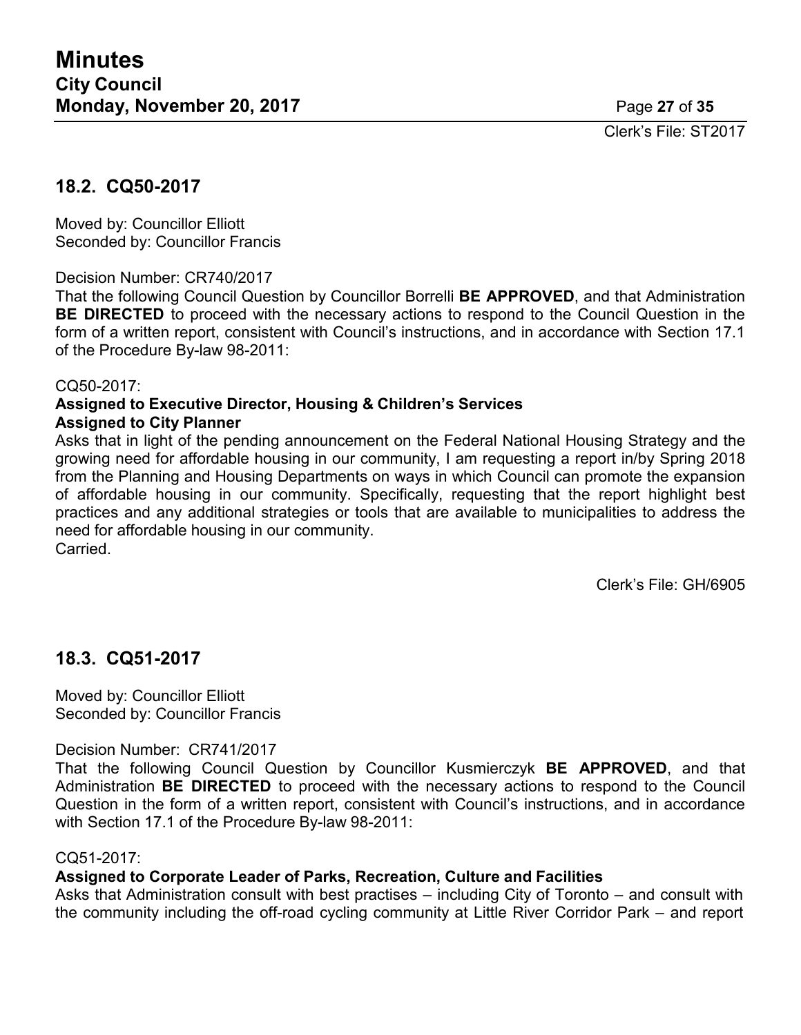Clerk's File: ST2017

## 18.2. CQ50-2017

Moved by: Councillor Elliott
Seconded by: Councillor Francis

Decision Number: CR740/2017
That the following Council Question by Councillor Borrelli **BE APPROVED**, and that Administration **BE DIRECTED** to proceed with the necessary actions to respond to the Council Question in the form of a written report, consistent with Council's instructions, and in accordance with Section 17.1 of the Procedure By-law 98-2011:

CQ50-2017:
**Assigned to Executive Director, Housing & Children's Services**
**Assigned to City Planner**
Asks that in light of the pending announcement on the Federal National Housing Strategy and the growing need for affordable housing in our community, I am requesting a report in/by Spring 2018 from the Planning and Housing Departments on ways in which Council can promote the expansion of affordable housing in our community. Specifically, requesting that the report highlight best practices and any additional strategies or tools that are available to municipalities to address the need for affordable housing in our community.
Carried.

Clerk's File: GH/6905

## 18.3. CQ51-2017

Moved by: Councillor Elliott
Seconded by: Councillor Francis

Decision Number: CR741/2017
That the following Council Question by Councillor Kusmierczyk **BE APPROVED**, and that Administration **BE DIRECTED** to proceed with the necessary actions to respond to the Council Question in the form of a written report, consistent with Council's instructions, and in accordance with Section 17.1 of the Procedure By-law 98-2011:

CQ51-2017:
**Assigned to Corporate Leader of Parks, Recreation, Culture and Facilities**
Asks that Administration consult with best practises – including City of Toronto – and consult with the community including the off-road cycling community at Little River Corridor Park – and report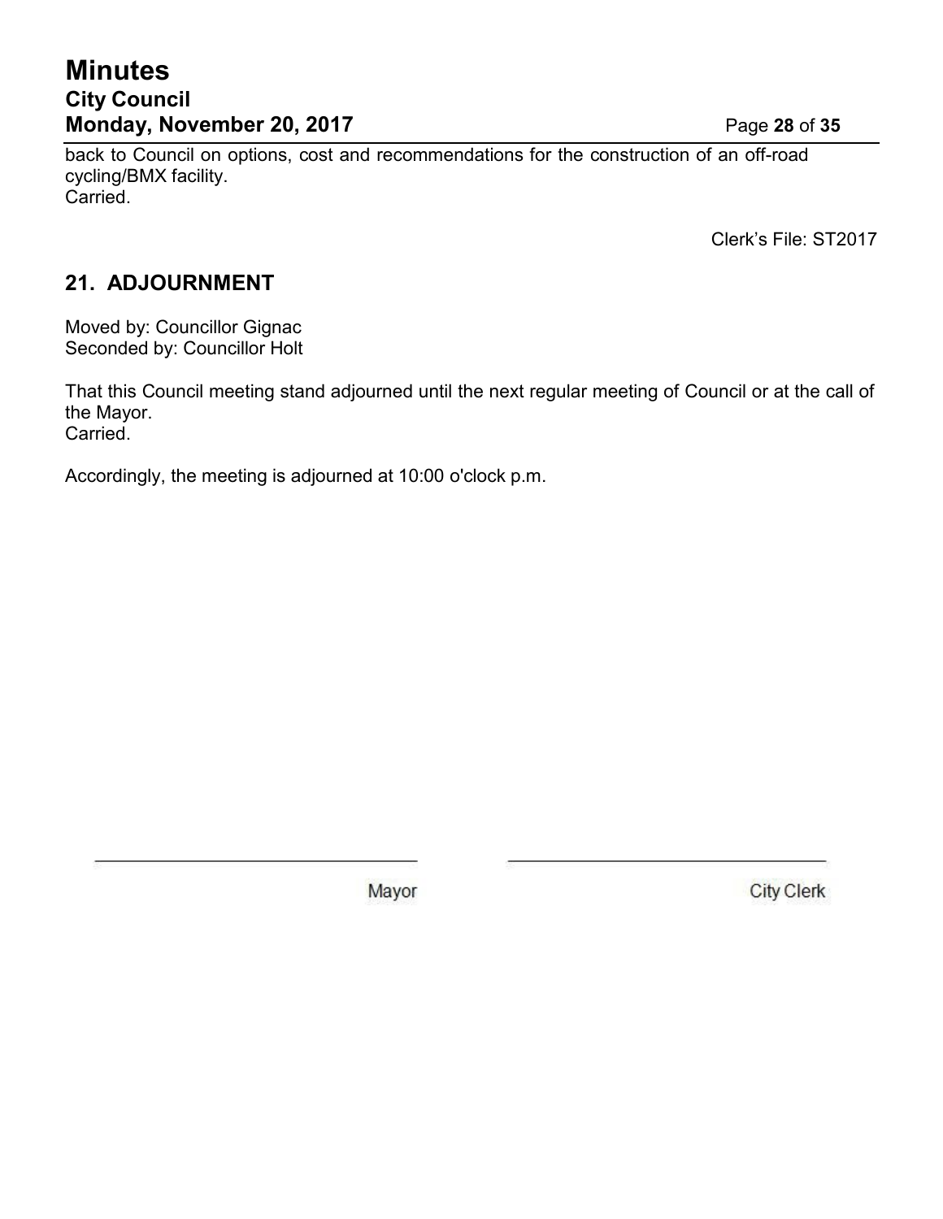back to Council on options, cost and recommendations for the construction of an off-road cycling/BMX facility.
Carried.

Clerk's File: ST2017

## 21. ADJOURNMENT

Moved by: Councillor Gignac
Seconded by: Councillor Holt

That this Council meeting stand adjourned until the next regular meeting of Council or at the call of the Mayor.
Carried.

Accordingly, the meeting is adjourned at 10:00 o'clock p.m.

Mayor

City Clerk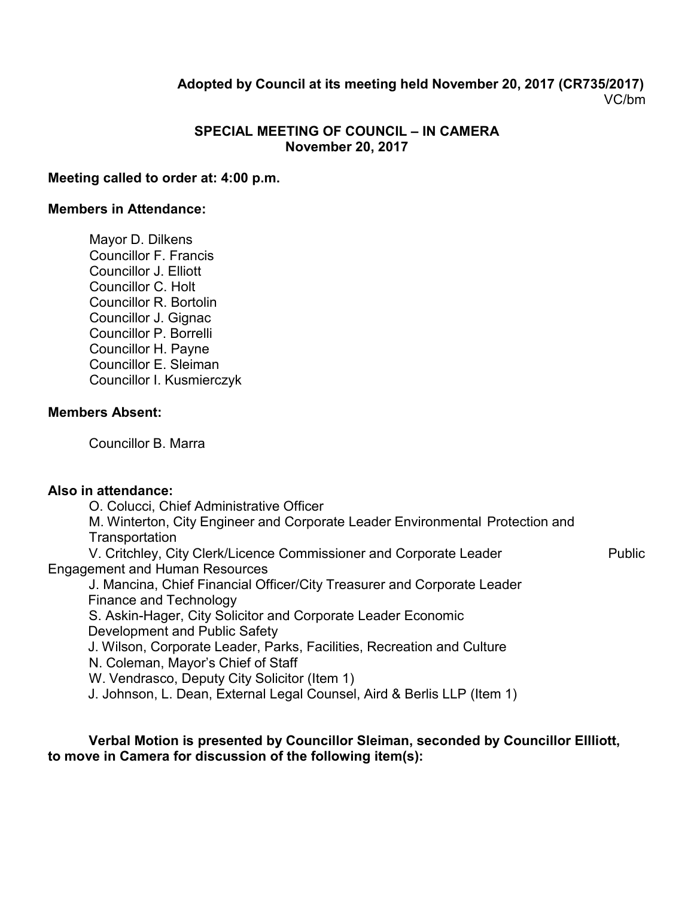**Adopted by Council at its meeting held November 20, 2017 (CR735/2017)**
VC/bm

**SPECIAL MEETING OF COUNCIL – IN CAMERA**
**November 20, 2017**

**Meeting called to order at: 4:00 p.m.**

**Members in Attendance:**

Mayor D. Dilkens
Councillor F. Francis
Councillor J. Elliott
Councillor C. Holt
Councillor R. Bortolin
Councillor J. Gignac
Councillor P. Borrelli
Councillor H. Payne
Councillor E. Sleiman
Councillor I. Kusmierczyk

**Members Absent:**

Councillor B. Marra

**Also in attendance:**

O. Colucci, Chief Administrative Officer
M. Winterton, City Engineer and Corporate Leader Environmental Protection and Transportation
V. Critchley, City Clerk/Licence Commissioner and Corporate Leader Public Engagement and Human Resources
J. Mancina, Chief Financial Officer/City Treasurer and Corporate Leader Finance and Technology
S. Askin-Hager, City Solicitor and Corporate Leader Economic Development and Public Safety
J. Wilson, Corporate Leader, Parks, Facilities, Recreation and Culture
N. Coleman, Mayor's Chief of Staff
W. Vendrasco, Deputy City Solicitor (Item 1)
J. Johnson, L. Dean, External Legal Counsel, Aird & Berlis LLP (Item 1)

**Verbal Motion is presented by Councillor Sleiman, seconded by Councillor Ellliott, to move in Camera for discussion of the following item(s):**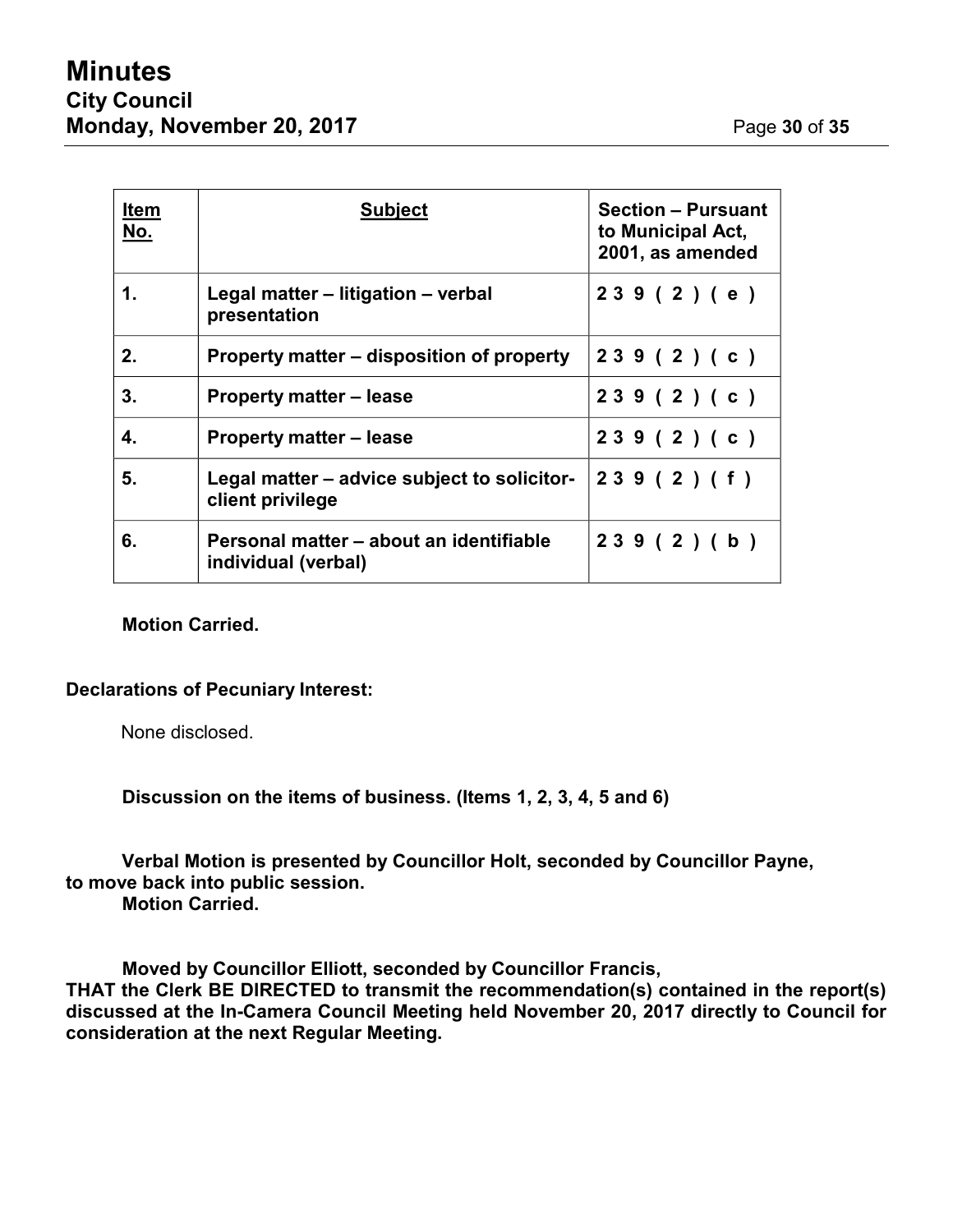| Item No. | Subject | Section – Pursuant to Municipal Act, 2001, as amended |
|---|---|---|
| 1. | Legal matter – litigation – verbal presentation | 239(2)(e) |
| 2. | Property matter – disposition of property | 239(2)(c) |
| 3. | Property matter – lease | 239(2)(c) |
| 4. | Property matter – lease | 239(2)(c) |
| 5. | Legal matter – advice subject to solicitor-client privilege | 239(2)(f) |
| 6. | Personal matter – about an identifiable individual (verbal) | 239(2)(b) |

**Motion Carried.**

**Declarations of Pecuniary Interest:**

None disclosed.

**Discussion on the items of business. (Items 1, 2, 3, 4, 5 and 6)**

**Verbal Motion is presented by Councillor Holt, seconded by Councillor Payne, to move back into public session.**
**Motion Carried.**

**Moved by Councillor Elliott, seconded by Councillor Francis,**
**THAT the Clerk BE DIRECTED to transmit the recommendation(s) contained in the report(s) discussed at the In-Camera Council Meeting held November 20, 2017 directly to Council for consideration at the next Regular Meeting.**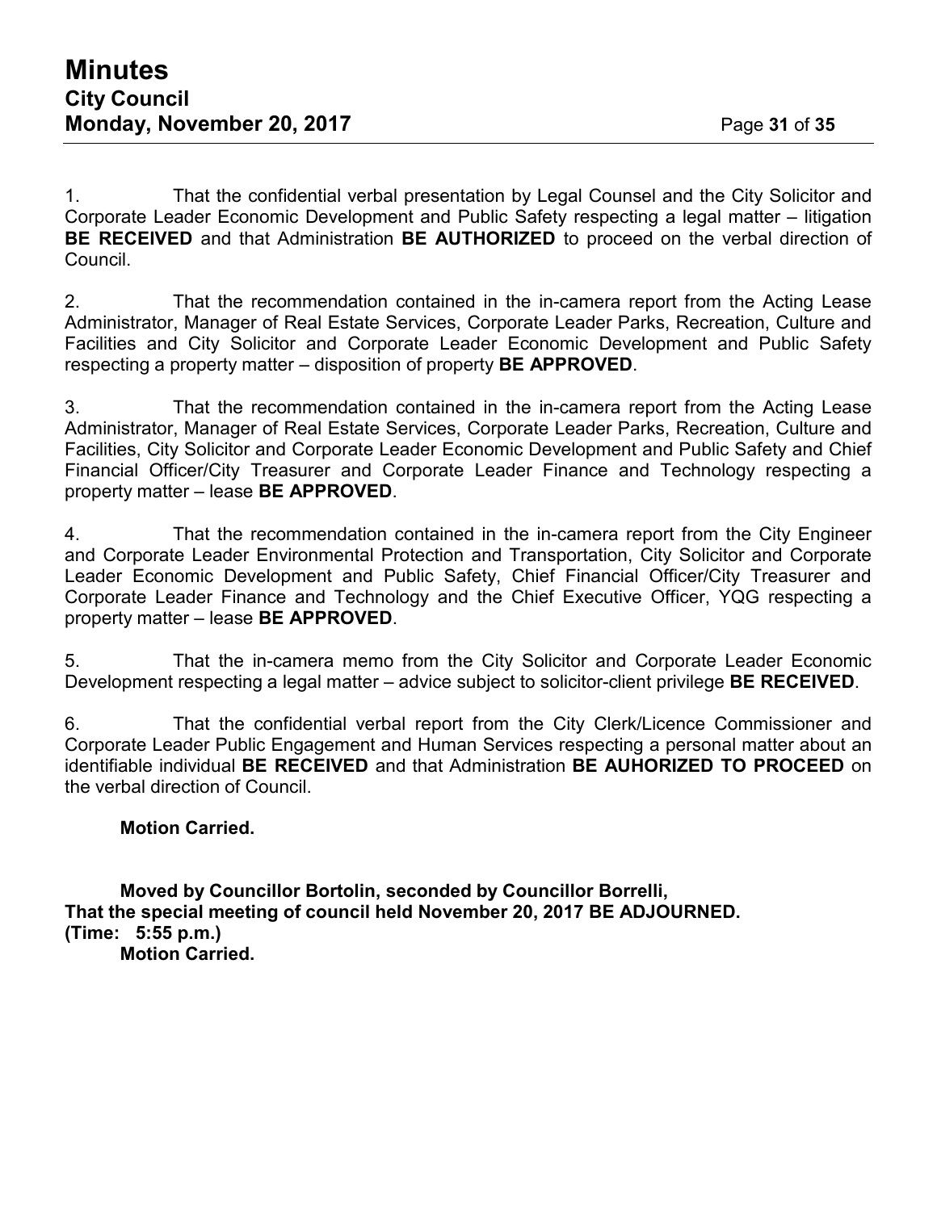1. That the confidential verbal presentation by Legal Counsel and the City Solicitor and Corporate Leader Economic Development and Public Safety respecting a legal matter – litigation **BE RECEIVED** and that Administration **BE AUTHORIZED** to proceed on the verbal direction of Council.

2. That the recommendation contained in the in-camera report from the Acting Lease Administrator, Manager of Real Estate Services, Corporate Leader Parks, Recreation, Culture and Facilities and City Solicitor and Corporate Leader Economic Development and Public Safety respecting a property matter – disposition of property **BE APPROVED**.

3. That the recommendation contained in the in-camera report from the Acting Lease Administrator, Manager of Real Estate Services, Corporate Leader Parks, Recreation, Culture and Facilities, City Solicitor and Corporate Leader Economic Development and Public Safety and Chief Financial Officer/City Treasurer and Corporate Leader Finance and Technology respecting a property matter – lease **BE APPROVED**.

4. That the recommendation contained in the in-camera report from the City Engineer and Corporate Leader Environmental Protection and Transportation, City Solicitor and Corporate Leader Economic Development and Public Safety, Chief Financial Officer/City Treasurer and Corporate Leader Finance and Technology and the Chief Executive Officer, YQG respecting a property matter – lease **BE APPROVED**.

5. That the in-camera memo from the City Solicitor and Corporate Leader Economic Development respecting a legal matter – advice subject to solicitor-client privilege **BE RECEIVED**.

6. That the confidential verbal report from the City Clerk/Licence Commissioner and Corporate Leader Public Engagement and Human Services respecting a personal matter about an identifiable individual **BE RECEIVED** and that Administration **BE AUHORIZED TO PROCEED** on the verbal direction of Council.

**Motion Carried.**

**Moved by Councillor Bortolin, seconded by Councillor Borrelli,**
**That the special meeting of council held November 20, 2017 BE ADJOURNED.**
**(Time: 5:55 p.m.)**
**Motion Carried.**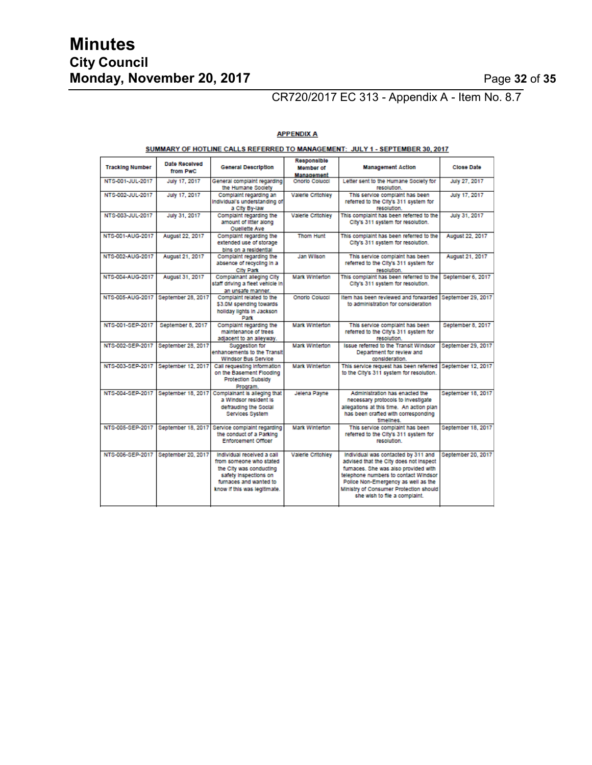CR720/2017 EC 313 - Appendix A - Item No. 8.7

**APPENDIX A**

**SUMMARY OF HOTLINE CALLS REFERRED TO MANAGEMENT: JULY 1 - SEPTEMBER 30, 2017**

| Tracking Number | Date Received from PwC | General Description | Responsible Member of Management | Management Action | Close Date |
|---|---|---|---|---|---|
| NTS-001-JUL-2017 | July 17, 2017 | General complaint regarding the Humane Society | Onorio Colucci | Letter sent to the Humane Society for resolution. | July 27, 2017 |
| NTS-002-JUL-2017 | July 17, 2017 | Complaint regarding an individual's understanding of a City By-law | Valerie Critchley | This service complaint has been referred to the City's 311 system for resolution. | July 17, 2017 |
| NTS-003-JUL-2017 | July 31, 2017 | Complaint regarding the amount of litter along Ouellette Ave | Valerie Critchley | This complaint has been referred to the City's 311 system for resolution. | July 31, 2017 |
| NTS-001-AUG-2017 | August 22, 2017 | Complaint regarding the extended use of storage bins on a residential | Thom Hunt | This complaint has been referred to the City's 311 system for resolution. | August 22, 2017 |
| NTS-002-AUG-2017 | August 21, 2017 | Complaint regarding the absence of recycling in a City Park | Jan Wilson | This service complaint has been referred to the City's 311 system for resolution. | August 21, 2017 |
| NTS-004-AUG-2017 | August 31, 2017 | Complainant alleging City staff driving a fleet vehicle in an unsafe manner. | Mark Winterton | This complaint has been referred to the City's 311 system for resolution. | September 6, 2017 |
| NTS-005-AUG-2017 | September 28, 2017 | Complaint related to the $3.0M spending towards holiday lights in Jackson Park | Onorio Colucci | Item has been reviewed and forwarded to administration for consideration | September 29, 2017 |
| NTS-001-SEP-2017 | September 8, 2017 | Complaint regarding the maintenance of trees adjacent to an alleyway. | Mark Winterton | This service complaint has been referred to the City's 311 system for resolution. | September 8, 2017 |
| NTS-002-SEP-2017 | September 28, 2017 | Suggestion for enhancements to the Transit Windsor Bus Service | Mark Winterton | Issue referred to the Transit Windsor Department for review and consideration. | September 29, 2017 |
| NTS-003-SEP-2017 | September 12, 2017 | Call requesting information on the Basement Flooding Protection Subsidy Program. | Mark Winterton | This service request has been referred to the City's 311 system for resolution. | September 12, 2017 |
| NTS-004-SEP-2017 | September 18, 2017 | Complainant is alleging that a Windsor resident is defrauding the Social Services System | Jelena Payne | Administration has enacted the necessary protocols to investigate allegations at this time. An action plan has been crafted with corresponding timelines. | September 18, 2017 |
| NTS-005-SEP-2017 | September 18, 2017 | Service complaint regarding the conduct of a Parking Enforcement Officer | Mark Winterton | This service complaint has been referred to the City's 311 system for resolution. | September 18, 2017 |
| NTS-006-SEP-2017 | September 20, 2017 | Individual received a call from someone who stated the City was conducting safety inspections on furnaces and wanted to know if this was legitimate. | Valerie Critchley | Individual was contacted by 311 and advised that the City does not inspect furnaces. She was also provided with telephone numbers to contact Windsor Police Non-Emergency as well as the Ministry of Consumer Protection should she wish to file a complaint. | September 20, 2017 |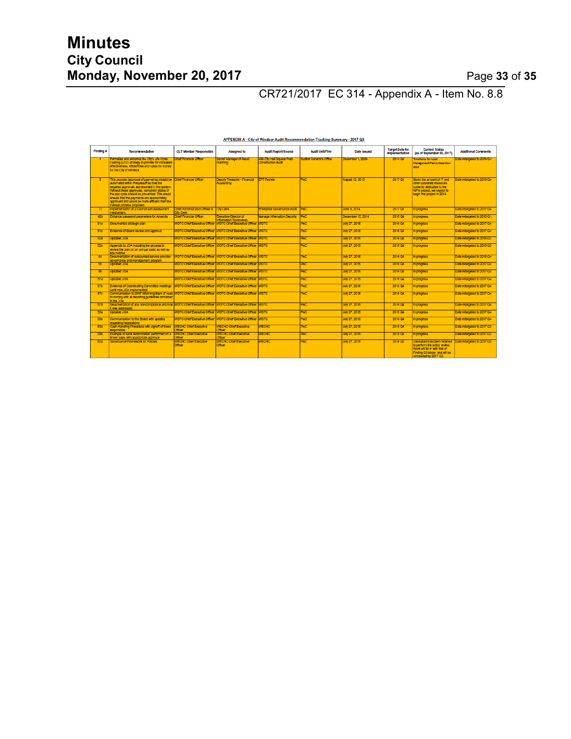CR721/2017 EC 314 - Appendix A - Item No. 8.8

APPENDIX A - City of Windsor Audit Recommendation Tracking Summary - 2017 Q3

| Finding # | Recommendation | CLT Member Responsible | Assigned to | Audit Report/Source | Audit Unit/Firm | Date Issued | Target Date for Implementation | Current Status (as of September 30, 2017) | Additional Comments |
|---|---|---|---|---|---|---|---|---|---|
| 1 | Formalize and enhance the City's Life Cycle Costing (LCC) strategy to provide for increased effectiveness, efficiencies and value for money for the City of Windsor. | Chief Financial Officer | Senior Manager of Asset Planning | 400 City Hall Square Post-Construction Audit | Auditor General's Office | December 1, 2009 | 2014 Q4 | Timeframe for Asset Management Plan is December 2018 | Date retargeted to 2018 Q4 |
| 8 | This process (approval of payments) should be automated within Peoplesoft so that the required approvals are recorded in the system. Without these approvals, 'complete' status of the pay cycle should be prevented. This would ensure that the payments are appropriately approved and would be more efficient than the manual process proposed. | Chief Financial Officer | Deputy Treasurer - Financial Accounting | EFT Review | PwC | August 12, 2013 | 2017 Q1 | Given the amount of IT and other corporate resources currently dedicated to the WFM project, we expect to begin this project in 2019. | Date retargeted to 2019 Q4 |
| 17 | Implementation of a council self-assessment mechanism. | Chief Administrative Officer & City Clerk | City Clerk | Enterprise Governance Audit | PwC | June 9, 2014 | 2017 Q1 | In progress | Date retargeted to 2017 Q4 |
| 42b | Enhance password parameters for Amanda | Chief Financial Officer | Executive Director of Information Technology | Manage Information Security | PwC | December 15, 2014 | 2016 Q4 | In progress. | Date retargeted to 2018 Q1. |
| 51a | Documented strategic plan | WDTC Chief Executive Officer | WDTC Chief Executive Officer | WDTC | PwC | July 27, 2015 | 2016 Q4 | In progress | Date retargeted to 2017 Q4 |
| 51b | Evidence of Board review and approval | WDTC Chief Executive Officer | WDTC Chief Executive Officer | WDTC | PwC | July 27, 2015 | 2016 Q4 | In progress | Date retargeted to 2017 Q4 |
| 52a | Updated JOA | WDTC Chief Executive Officer | WDTC Chief Executive Officer | WDTC | PwC | July 27, 2015 | 2016 Q4 | In progress | Date retargeted to 2018 Q3 |
| 52b | Appendix to JOA including the process to review the plan on an annual basis as well as key metrics | WDTC Chief Executive Officer | WDTC Chief Executive Officer | WDTC | PwC | July 27, 2015 | 2016 Q4 | In progress | Date retargeted to 2018 Q3 |
| 54 | Documentation of outsourced service provider governance and management program | WDTC Chief Executive Officer | WDTC Chief Executive Officer | WDTC | PwC | July 27, 2015 | 2016 Q4 | In progress | Date retargeted to 2018 Q4 |
| 55 | Updated JOA | WDTC Chief Executive Officer | WDTC Chief Executive Officer | WDTC | PwC | July 27, 2015 | 2016 Q4 | In progress | Date retargeted to 2017 Q4 |
| 56 | Updated JOA | WDTC Chief Executive Officer | WDTC Chief Executive Officer | WDTC | PwC | July 27, 2015 | 2016 Q4 | In progress | Date retargeted to 2017 Q4 |
| 57a | Updated JOA | WDTC Chief Executive Officer | WDTC Chief Executive Officer | WDTC | PwC | July 27, 2015 | 2016 Q4 | In progress | Date retargeted to 2017 Q4 |
| 57b | Evidence of Coordinating Committee meetings (until new JOA implemented) | WDTC Chief Executive Officer | WDTC Chief Executive Officer | WDTC | PwC | July 27, 2015 | 2016 Q4 | In progress | Date retargeted to 2017 Q4 |
| 57c | Communication to DWT informing them of need to comply with all reporting guidelines contained in the JOA | WDTC Chief Executive Officer | WDTC Chief Executive Officer | WDTC | PwC | July 27, 2015 | 2016 Q4 | In progress | Date retargeted to 2017 Q4 |
| 57d | Documentation of any non-compliance and how it was addressed | WDTC Chief Executive Officer | WDTC Chief Executive Officer | WDTC | PwC | July 27, 2015 | 2016 Q4 | In progress | Date retargeted to 2017 Q4 |
| 58a | Updated JOA | WDTC Chief Executive Officer | WDTC Chief Executive Officer | WDTC | PwC | July 27, 2015 | 2016 Q4 | In progress | Date retargeted to 2017 Q4 |
| 58b | Communication to the Board with updates regarding negotiations | WDTC Chief Executive Officer | WDTC Chief Executive Officer | WDTC | PwC | July 27, 2015 | 2016 Q4 | In progress | Date retargeted to 2017 Q4 |
| 59a | Cash Handling Procedure with signoff of those responsible | WECHC Chief Executive Officer | WECHC Chief Executive Officer | WECHC | PwC | July 27, 2015 | 2015 Q4 | In progress. | Date retargeted to 2017 Q3 |
| 59b | Example of bank reconciliation performed on a timely basis with appropriate approval | WECHC Chief Executive Officer | WECHC Chief Executive Officer | WECHC | PwC | July 27, 2015 | 2015 Q4 | In progress. | Date retargeted to 2017 Q3 |
| 62a | Governance Framework on Policies | WECHC Chief Executive Officer | WECHC Chief Executive Officer | WECHC | PwC | July 27, 2015 | 2016 Q2 | Consultant has been retained to perform the policy review. Work will be in with that of Finding 63 below and will be completed by 2017 Q3. | Date retargeted to 2017 Q3 |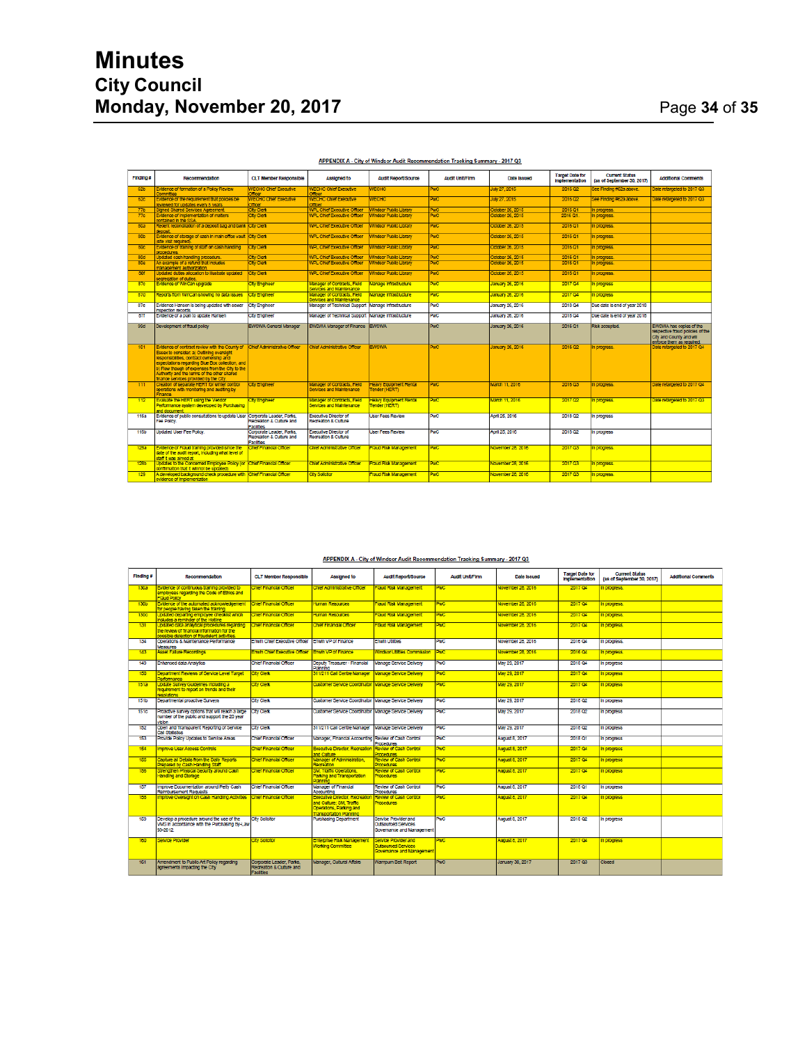**APPENDIX A - City of Windsor Audit Recommendation Tracking Summary - 2017 Q3**

| Finding # | Recommendation | CLT Member Responsible | Assigned to | Audit Report/Source | Audit Unit/Firm | Date Issued | Target Date for Implementation | Current Status (as of September 30, 2017) | Additional Comments |
|---|---|---|---|---|---|---|---|---|---|
| 52b | Evidence of formation of a Policy Review Committee | WECHC Chief Executive Officer | WECHC Chief Executive Officer | WECHC | PwC | July 27, 2015 | 2015 Q2 | See Finding #52a above. | Date retargeted to 2017 Q3 |
| 52c | Evidence of the requirement that policies be reviewed for updates every 5 years. | WECHC Chief Executive Officer | WECHC Chief Executive Officer | WECHC | PwC | July 27, 2015 | 2015 Q2 | See Finding #52a above. | Date retargeted to 2017 Q3 |
| 77b | Signed Shared Services Agreement. | City Clerk | WPL Chief Executive Officer | Windsor Public Library | PwC | October 26, 2015 | 2016 Q1 | In progress. | |
| 77c | Evidence of implementation of matters contained in the SSA. | City Clerk | WPL Chief Executive Officer | Windsor Public Library | PwC | October 26, 2015 | 2016 Q1 | In progress. | |
| 80a | Recent reconciliation of a deposit bag and bank deposit. | City Clerk | WPL Chief Executive Officer | Windsor Public Library | PwC | October 26, 2015 | 2016 Q1 | In progress. | |
| 80b | Evidence of storage of cash in main office vault (site visit required). | City Clerk | WPL Chief Executive Officer | Windsor Public Library | PwC | October 26, 2015 | 2016 Q1 | In progress. | |
| 80c | Evidence of training of staff on cash handling procedures. | City Clerk | WPL Chief Executive Officer | Windsor Public Library | PwC | October 26, 2015 | 2016 Q1 | In progress. | |
| 80d | Updated cash handling procedure. | City Clerk | WPL Chief Executive Officer | Windsor Public Library | PwC | October 26, 2015 | 2016 Q1 | In progress. | |
| 80e | An example of a refund that includes management authorization. | City Clerk | WPL Chief Executive Officer | Windsor Public Library | PwC | October 26, 2015 | 2016 Q1 | In progress. | |
| 80f | Updated duties allocation to illustrate updated segregation of duties. | City Clerk | WPL Chief Executive Officer | Windsor Public Library | PwC | October 26, 2015 | 2016 Q1 | In progress. | |
| 87c | Evidence of WinCan upgrade | City Engineer | Manager of Contracts, Field Services and Maintenance | Manage Infrastructure | PwC | January 26, 2016 | 2017 Q4 | In progress | |
| 87d | Reports from WinCan showing no data issues | City Engineer | Manager of Contracts, Field Services and Maintenance | Manage Infrastructure | PwC | January 26, 2016 | 2017 Q4 | In progress | |
| 87e | Evidence Hansen is being updated with sewer inspection records | City Engineer | Manager of Technical Support | Manage Infrastructure | PwC | January 26, 2016 | 2018 Q4 | Due date is end of year 2018 | |
| 87f | Evidence of a plan to update Hansen | City Engineer | Manager of Technical Support | Manage Infrastructure | PwC | January 26, 2016 | 2018 Q4 | Due date is end of year 2018 | |
| 99d | Development of fraud policy | EWSWA General Manager | EWSWA Manager of Finance | EWSWA | PwC | January 26, 2016 | 2016 Q1 | Risk accepted. | EWSWA has copies of the respective fraud policies of the City and County and will enforce them as required. |
| 101 | Evidence of contract review with the County of Essex to consider: a) Outlining oversight responsibilities, contract ownership and expectations regarding Blue Box collection, and b) Flow though of expenses from the City to the Authority and the terms of the other shared finance services provided by the City. | Chief Administrative Officer | Chief Administrative Officer | EWSWA | PwC | January 26, 2016 | 2016 Q2 | In progress. | Date retargeted to 2017 Q4 |
| 111 | Creation of separate HERT for winter control operations with monitoring and auditing by Finance | City Engineer | Manager of Contracts, Field Services and Maintenance | Heavy Equipment Rental Tender (HERT) | PwC | March 11, 2016 | 2016 Q3 | In progress. | Date retargeted to 2017 Q4 |
| 112 | Evaluate the HERT using the Vendor Performance system developed by Purchasing and document. | City Engineer | Manager of Contracts, Field Services and Maintenance | Heavy Equipment Rental Tender (HERT) | PwC | March 11, 2016 | 2017 Q2 | In progress. | Date retargeted to 2017 Q3 |
| 115a | Evidence of public consultations to update User Fee Policy. | Corporate Leader, Parks, Recreation & Culture and Facilities | Executive Director of Recreation & Culture | User Fees Review | PwC | April 25, 2016 | 2018 Q2 | In progress | |
| 115b | Updated User Fee Policy. | Corporate Leader, Parks, Recreation & Culture and Facilities | Executive Director of Recreation & Culture | User Fees Review | PwC | April 25, 2016 | 2018 Q2 | In progress | |
| 128a | Evidence of Fraud training provided since the date of the audit report, including what level of staff it was aimed at. | Chief Financial Officer | Chief Administrative Officer | Fraud Risk Management | PwC | November 28, 2016 | 2017 Q3 | In progress. | |
| 128b | Updates to the Concerned Employee Policy (or confirmation that it will not be updated) | Chief Financial Officer | Chief Administrative Officer | Fraud Risk Management | PwC | November 28, 2016 | 2017 Q3 | In progress. | |
| 129 | A developed background check procedure with evidence of implementation | Chief Financial Officer | City Solicitor | Fraud Risk Management | PwC | November 28, 2016 | 2017 Q3 | In progress. | |

**APPENDIX A - City of Windsor Audit Recommendation Tracking Summary - 2017 Q3**

| Finding # | Recommendation | CLT Member Responsible | Assigned to | Audit Report/Source | Audit Unit/Firm | Date Issued | Target Date for Implementation | Current Status (as of September 30, 2017) | Additional Comments |
|---|---|---|---|---|---|---|---|---|---|
| 130a | Evidence of continuous training provided to employees regarding the Code of Ethics and Fraud Policy | Chief Financial Officer | Chief Administrative Officer | Fraud Risk Management | PwC | November 28, 2016 | 2017 Q4 | In progress. | |
| 130b | Evidence of the automated acknowledgement for people having taken the training | Chief Financial Officer | Human Resources | Fraud Risk Management | PwC | November 28, 2016 | 2017 Q4 | In progress. | |
| 130c | Updated departing employee checklist which includes a reminder of the Hotline | Chief Financial Officer | Human Resources | Fraud Risk Management | PwC | November 28, 2016 | 2017 Q4 | In progress. | |
| 131 | Updated data analytical procedures regarding the review of financial information for the possible detection of fraudulent activities. | Chief Financial Officer | Chief Financial Officer | Fraud Risk Management | PwC | November 28, 2016 | 2017 Q4 | In progress. | |
| 134 | Operations & Maintenance Performance Measures | Enwin Chief Executive Officer | Enwin VP of Finance | Enwin Utilities | PwC | November 28, 2016 | 2016 Q4 | In progress. | |
| 143 | Asset Failure Recordings | Enwin Chief Executive Officer | Enwin VP of Finance | Windsor Utilities Commission | PwC | November 28, 2016 | 2016 Q4 | In progress. | |
| 149 | Enhanced data Analytics | Chief Financial Officer | Deputy Treasurer - Financial Planning | Manage Service Delivery | PwC | May 29, 2017 | 2018 Q4 | In progress | |
| 150 | Department Reviews of Service Level Target Performance | City Clerk | 311/211 Call Centre Manager | Manage Service Delivery | PwC | May 29, 2017 | 2017 Q4 | In progress | |
| 151a | Update Survey Guidelines including a requirement to report on trends and their resolutions | City Clerk | Customer Service Coordinator | Manage Service Delivery | PwC | May 29, 2017 | 2017 Q4 | In progress | |
| 151b | Departmental proactive Surveys | City Clerk | Customer Service Coordinator | Manage Service Delivery | PwC | May 29, 2017 | 2018 Q2 | In progress | |
| 151c | Proactive survey options that will reach a large number of the public and support the 20 year vision | City Clerk | Customer Service Coordinator | Manage Service Delivery | PwC | May 29, 2017 | 2018 Q2 | In progress | |
| 152 | Open and Transparent Reporting of Service Call Statistics | City Clerk | 311/211 Call Centre Manager | Manage Service Delivery | PwC | May 29, 2017 | 2018 Q2 | In progress | |
| 153 | Provide Policy Updates to Service Areas | Chief Financial Officer | Manager, Financial Accounting | Review of Cash Control Procedures | PwC | August 8, 2017 | 2018 Q1 | In progress | |
| 154 | Improve User Access Controls | Chief Financial Officer | Executive Director, Recreation and Culture | Review of Cash Control Procedures | PwC | August 8, 2017 | 2017 Q4 | In progress | |
| 155 | Capture all Details from the Daily Reports Prepared by Cash Handling Staff | Chief Financial Officer | Manager of Administration, Recreation | Review of Cash Control Procedures | PwC | August 8, 2017 | 2017 Q4 | In progress | |
| 156 | Strengthen Physical Security around Cash Handling and Storage | Chief Financial Officer | SM, Traffic Operations, Parking and Transportation Planning | Review of Cash Control Procedures | PwC | August 8, 2017 | 2017 Q4 | In progress | |
| 157 | Improve Documentation around Petty Cash Reimbursement Requests | Chief Financial Officer | Manager of Financial Accounting | Review of Cash Control Procedures | PwC | August 8, 2017 | 2018 Q1 | In progress | |
| 158 | Improve Oversight on Cash Handling Activities | Chief Financial Officer | Executive Director, Recreation and Culture; SM, Traffic Operations, Parking and Transportation Planning | Review of Cash Control Procedures | PwC | August 8, 2017 | 2017 Q4 | In progress | |
| 159 | Develop a procedure around the use of the VMS in accordance with the Purchasing By-Law 93-2012. | City Solicitor | Purchasing Department | Service Provider and Outsourced Services Governance and Management | PwC | August 8, 2017 | 2018 Q2 | In progress | |
| 160 | Service Provider | City Solicitor | Enterprise Risk Management Working Committee | Service Provider and Outsourced Services Governance and Management | PwC | August 8, 2017 | 2017 Q4 | In progress | |
| 161 | Amendment to Public Art Policy regarding agreements impacting the City | Corporate Leader, Parks, Recreation and Culture and Facilities | Manager, Cultural Affairs | Wampum Belt Report | PwC | January 30, 2017 | 2017 Q3 | Closed | |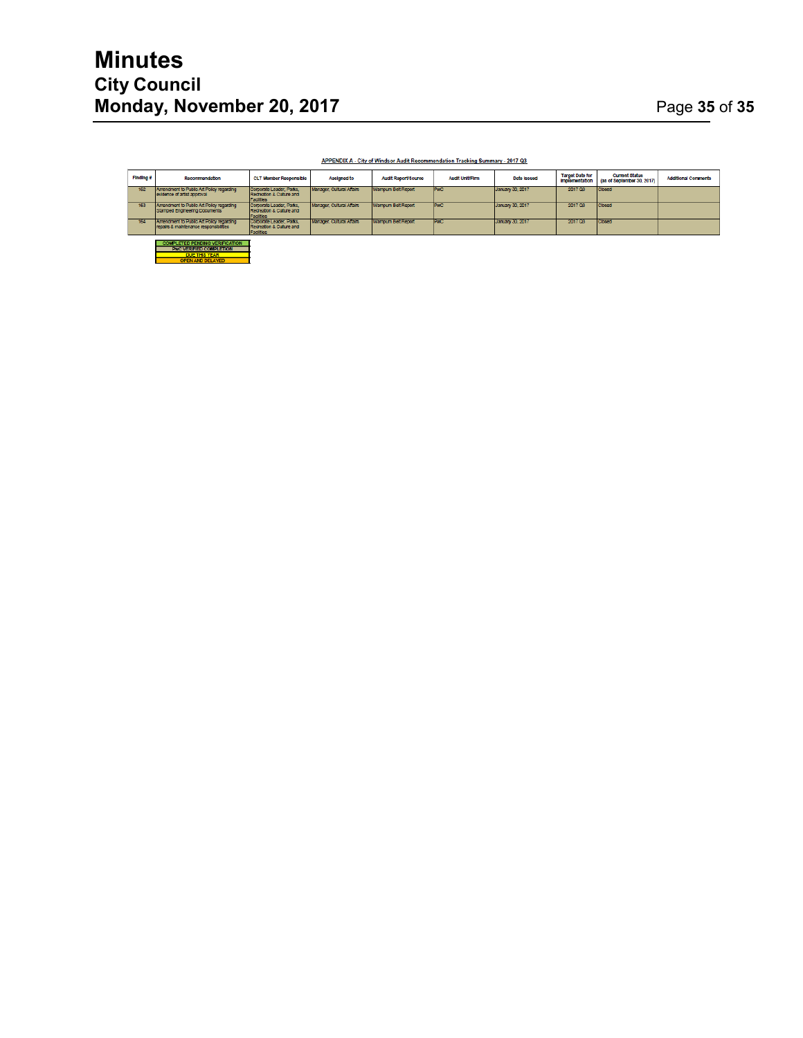APPENDIX A - City of Windsor Audit Recommendation Tracking Summary - 2017 Q3

| Finding # | Recommendation | CLT Member Responsible | Assigned to | Audit Report/Source | Audit Unit/Firm | Date Issued | Target Date for Implementation | Current Status (as of September 30, 2017) | Additional Comments |
|---|---|---|---|---|---|---|---|---|---|
| 162 | Amendment to Public Art Policy regarding evidence of artist approval | Corporate Leader, Parks, Recreation & Culture and Facilities | Manager, Cultural Affairs | Wampum Belt Report | PwC | January 30, 2017 | 2017 Q3 | Closed | |
| 163 | Amendment to Public Art Policy regarding Stamped Engineering Documents | Corporate Leader, Parks, Recreation & Culture and Facilities | Manager, Cultural Affairs | Wampum Belt Report | PwC | January 30, 2017 | 2017 Q3 | Closed | |
| 164 | Amendment to Public Art Policy regarding repairs & maintenance responsibilities | Corporate Leader, Parks, Recreation & Culture and Facilities | Manager, Cultural Affairs | Wampum Belt Report | PwC | January 30, 2017 | 2017 Q3 | Closed | |

COMPLETED PENDING VERIFICATION
PwC VERIFIED COMPLETION
DUE THIS YEAR
OPEN AND DELAYED